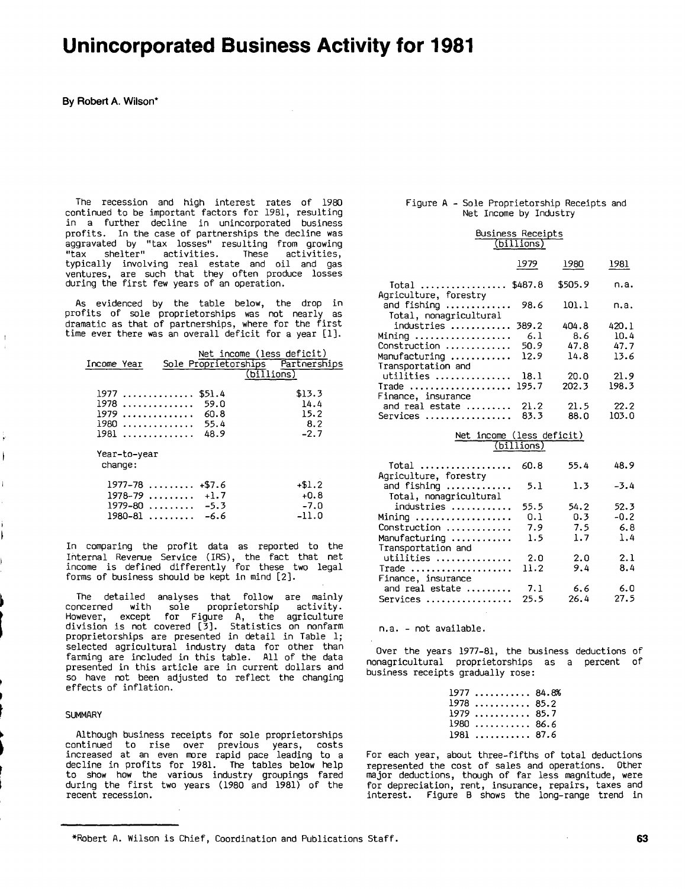# Unincorporated Business Activity for 1981

By Robert A. Wilson*

The recession and high interest rates of 1980 continued to be important factors for 1981, resulting in a further decline in unincorporated business profits. In the case of partnerships the decline was aggravated by "tax losses" resulting from growing "tax shelter" activities. These activities, typically involving real estate and oil and gas ventures, are such that they often produce losses during the first few years of an operation.

As evidenced by the table below, the drop in profits of sole proprietorships was not nearly as dramatic as that of partnerships, where for the first time ever there was an overall deficit for a year [1].

| Income Year | Net income (less deficit) Sole Proprietorships | Partnerships |
|---|---|---|
| | (billions) | |
| 1977 | $51.4 | $13.3 |
| 1978 | 59.0 | 14.4 |
| 1979 | 60.8 | 15.2 |
| 1980 | 55.4 | 8.2 |
| 1981 | 48.9 | -2.7 |
| Year-to-year change: | | |
| 1977-78 | +$7.6 | +$1.2 |
| 1978-79 | +1.7 | +0.8 |
| 1979-80 | -5.3 | -7.0 |
| 1980-81 | -6.6 | -11.0 |

In comparing the profit data as reported to the Internal Revenue Service (IRS), the fact that net income is defined differently for these two legal forms of business should be kept in mind [2].

The detailed analyses that follow are mainly concerned with sole proprietorship activity. However, except for Figure A, the agriculture division is not covered [3]. Statistics on nonfarm proprietorships are presented in detail in Table 1; selected agricultural industry data for other than farming are included in this table. All of the data presented in this article are in current dollars and so have not been adjusted to reflect the changing effects of inflation.

## SUMMARY

Although business receipts for sole proprietorships continued to rise over previous years, costs increased at an even more rapid pace leading to a decline in profits for 1981. The tables below help to show how the various industry groupings fared during the first two years (1980 and 1981) of the recent recession.

Figure A - Sole Proprietorship Receipts and Net Income by Industry

| | 1979 | 1980 | 1981 |
|---|---|---|---|
| **Business Receipts (billions)** | | | |
| Total | $487.8 | $505.9 | n.a. |
| Agriculture, forestry and fishing | 98.6 | 101.1 | n.a. |
| Total, nonagricultural industries | 389.2 | 404.8 | 420.1 |
| Mining | 6.1 | 8.6 | 10.4 |
| Construction | 50.9 | 47.8 | 47.7 |
| Manufacturing | 12.9 | 14.8 | 13.6 |
| Transportation and utilities | 18.1 | 20.0 | 21.9 |
| Trade | 195.7 | 202.3 | 198.3 |
| Finance, insurance and real estate | 21.2 | 21.5 | 22.2 |
| Services | 83.3 | 88.0 | 103.0 |
| **Net income (less deficit) (billions)** | | | |
| Total | 60.8 | 55.4 | 48.9 |
| Agriculture, forestry and fishing | 5.1 | 1.3 | -3.4 |
| Total, nonagricultural industries | 55.5 | 54.2 | 52.3 |
| Mining | 0.1 | 0.3 | -0.2 |
| Construction | 7.9 | 7.5 | 6.8 |
| Manufacturing | 1.5 | 1.7 | 1.4 |
| Transportation and utilities | 2.0 | 2.0 | 2.1 |
| Trade | 11.2 | 9.4 | 8.4 |
| Finance, insurance and real estate | 7.1 | 6.6 | 6.0 |
| Services | 25.5 | 26.4 | 27.5 |

n.a. - not available.

Over the years 1977-81, the business deductions of nonagricultural proprietorships as a percent of business receipts gradually rose:

| Year | Percent |
|---|---|
| 1977 | 84.8% |
| 1978 | 85.2 |
| 1979 | 85.7 |
| 1980 | 86.6 |
| 1981 | 87.6 |

For each year, about three-fifths of total deductions represented the cost of sales and operations. Other major deductions, though of far less magnitude, were for depreciation, rent, insurance, repairs, taxes and interest. Figure B shows the long-range trend in

*Robert A. Wilson is Chief, Coordination and Publications Staff.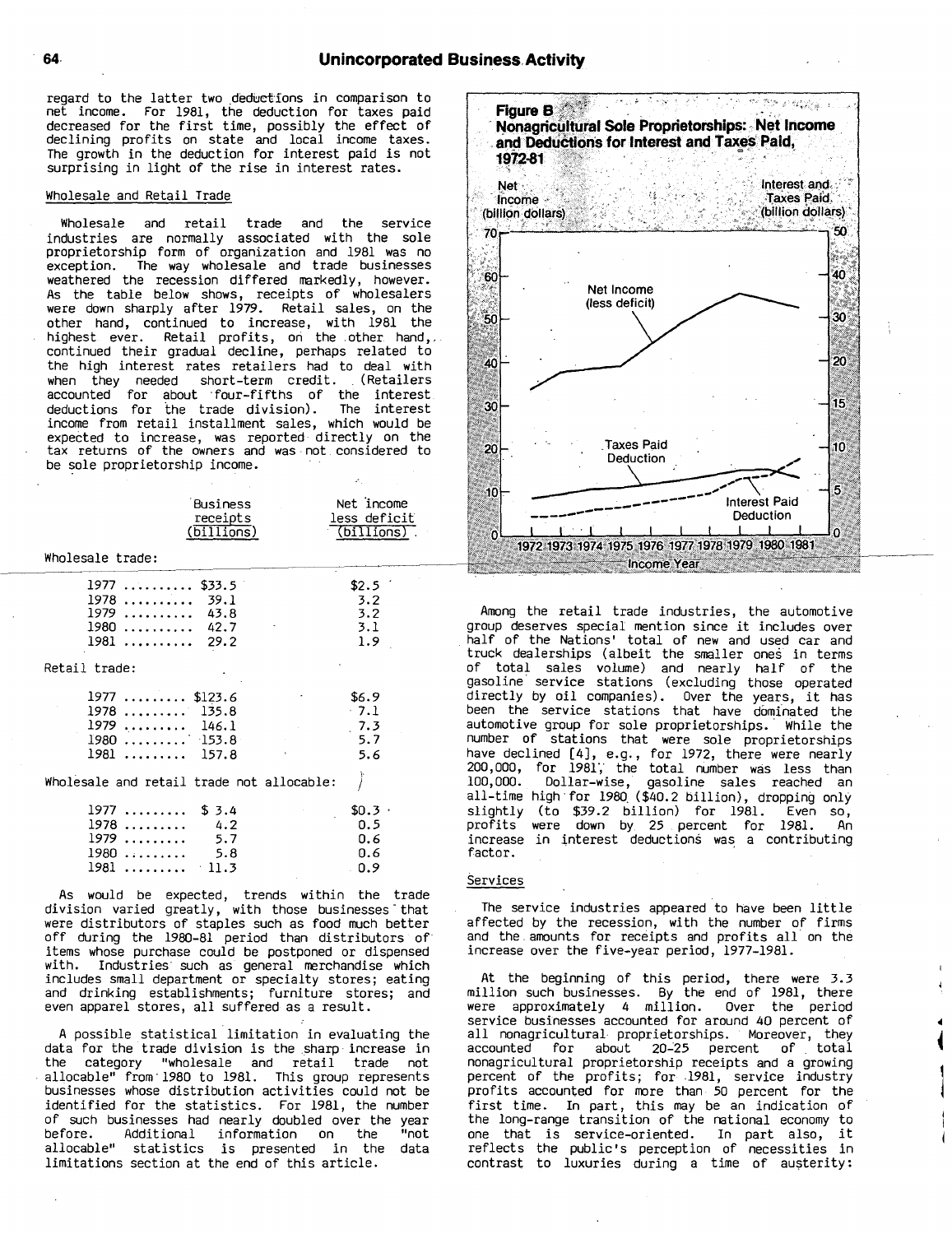regard to the latter two deductions in comparison to net income. For 1981, the deduction for taxes paid decreased for the first time, possibly the effect of declining profits on state and local income taxes. The growth in the deduction for interest paid is not surprising in light of the rise in interest rates.

### Wholesale and Retail Trade

Wholesale and retail trade and the service industries are normally associated with the sole proprietorship form of organization and 1981 was no exception. The way wholesale and trade businesses weathered the recession differed markedly, however. As the table below shows, receipts of wholesalers were down sharply after 1979. Retail sales, on the other hand, continued to increase, with 1981 the highest ever. Retail profits, on the other hand, continued their gradual decline, perhaps related to the high interest rates retailers had to deal with when they needed short-term credit. (Retailers accounted for about four-fifths of the interest deductions for the trade division). The interest income from retail installment sales, which would be expected to increase, was reported directly on the tax returns of the owners and was not considered to be sole proprietorship income.

| | Business receipts (billions) | Net income less deficit (billions) |
|---|---|---|
| Wholesale trade: | | |
| 1977 .......... | $33.5 | $2.5 |
| 1978 .......... | 39.1 | 3.2 |
| 1979 .......... | 43.8 | 3.2 |
| 1980 .......... | 42.7 | 3.1 |
| 1981 .......... | 29.2 | 1.9 |
| Retail trade: | | |
| 1977 ......... | $123.6 | $6.9 |
| 1978 ......... | 135.8 | 7.1 |
| 1979 ......... | 146.1 | 7.3 |
| 1980 ......... | 153.8 | 5.7 |
| 1981 ......... | 157.8 | 5.6 |
| Wholesale and retail trade not allocable: | | |
| 1977 ......... | $ 3.4 | $0.3 |
| 1978 ......... | 4.2 | 0.5 |
| 1979 ......... | 5.7 | 0.6 |
| 1980 ......... | 5.8 | 0.6 |
| 1981 ......... | 11.3 | 0.9 |

As would be expected, trends within the trade division varied greatly, with those businesses that were distributors of staples such as food much better off during the 1980-81 period than distributors of items whose purchase could be postponed or dispensed with. Industries such as general merchandise which includes small department or specialty stores; eating and drinking establishments; furniture stores; and even apparel stores, all suffered as a result.

A possible statistical limitation in evaluating the data for the trade division is the sharp increase in the category "wholesale and retail trade not allocable" from 1980 to 1981. This group represents businesses whose distribution activities could not be identified for the statistics. For 1981, the number of such businesses had nearly doubled over the year before. Additional information on the "not allocable" statistics is presented in the data limitations section at the end of this article.

**Figure B**
**Nonagricultural Sole Proprietorships: Net Income and Deductions for Interest and Taxes Paid, 1972-81**

Among the retail trade industries, the automotive group deserves special mention since it includes over half of the Nations' total of new and used car and truck dealerships (albeit the smaller ones in terms of total sales volume) and nearly half of the gasoline service stations (excluding those operated directly by oil companies). Over the years, it has been the service stations that have dominated the automotive group for sole proprietorships. While the number of stations that were sole proprietorships have declined [4], e.g., for 1972, there were nearly 200,000, for 1981, the total number was less than 100,000. Dollar-wise, gasoline sales reached an all-time high for 1980 ($40.2 billion), dropping only slightly (to $39.2 billion) for 1981. Even so, profits were down by 25 percent for 1981. An increase in interest deductions was a contributing factor.

### Services

The service industries appeared to have been little affected by the recession, with the number of firms and the amounts for receipts and profits all on the increase over the five-year period, 1977-1981.

At the beginning of this period, there were 3.3 million such businesses. By the end of 1981, there were approximately 4 million. Over the period service businesses accounted for around 40 percent of all nonagricultural proprietorships. Moreover, they accounted for about 20-25 percent of total nonagricultural proprietorship receipts and a growing percent of the profits; for 1981, service industry profits accounted for more than 50 percent for the first time. In part, this may be an indication of the long-range transition of the national economy to one that is service-oriented. In part also, it reflects the public's perception of necessities in contrast to luxuries during a time of austerity: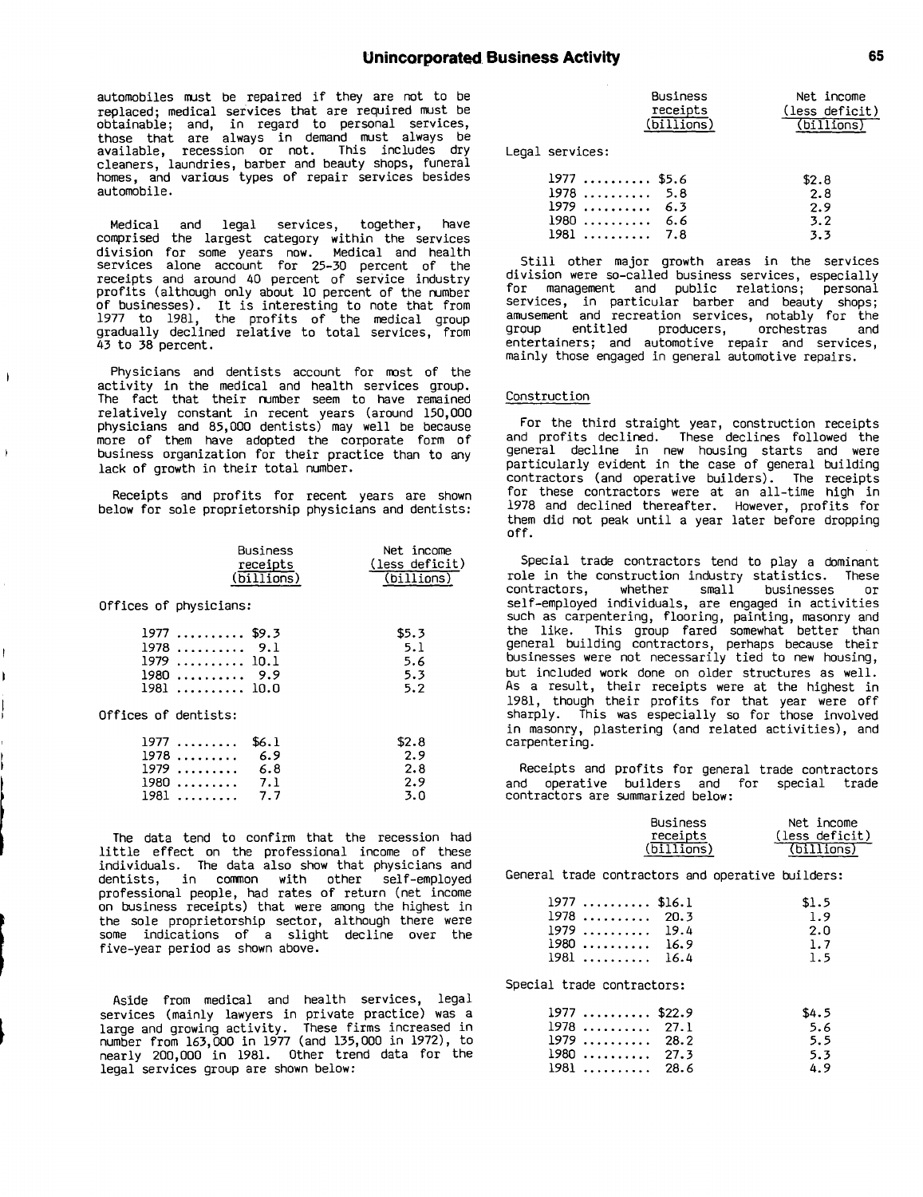automobiles must be repaired if they are not to be replaced; medical services that are required must be obtainable; and, in regard to personal services, those that are always in demand must always be available, recession or not. This includes dry cleaners, laundries, barber and beauty shops, funeral homes, and various types of repair services besides automobile.

Medical and legal services, together, have comprised the largest category within the services division for some years now. Medical and health services alone account for 25-30 percent of the receipts and around 40 percent of service industry profits (although only about 10 percent of the number of businesses). It is interesting to note that from 1977 to 1981, the profits of the medical group gradually declined relative to total services, from 43 to 38 percent.

Physicians and dentists account for most of the activity in the medical and health services group. The fact that their number seem to have remained relatively constant in recent years (around 150,000 physicians and 85,000 dentists) may well be because more of them have adopted the corporate form of business organization for their practice than to any lack of growth in their total number.

Receipts and profits for recent years are shown below for sole proprietorship physicians and dentists:

| | Business receipts (billions) | Net income (less deficit) (billions) |
|---|---|---|
| **Offices of physicians:** | | |
| 1977 | $9.3 | $5.3 |
| 1978 | 9.1 | 5.1 |
| 1979 | 10.1 | 5.6 |
| 1980 | 9.9 | 5.3 |
| 1981 | 10.0 | 5.2 |
| **Offices of dentists:** | | |
| 1977 | $6.1 | $2.8 |
| 1978 | 6.9 | 2.9 |
| 1979 | 6.8 | 2.8 |
| 1980 | 7.1 | 2.9 |
| 1981 | 7.7 | 3.0 |

The data tend to confirm that the recession had little effect on the professional income of these individuals. The data also show that physicians and dentists, in common with other self-employed professional people, had rates of return (net income on business receipts) that were among the highest in the sole proprietorship sector, although there were some indications of a slight decline over the five-year period as shown above.

Aside from medical and health services, legal services (mainly lawyers in private practice) was a large and growing activity. These firms increased in number from 163,000 in 1977 (and 135,000 in 1972), to nearly 200,000 in 1981. Other trend data for the legal services group are shown below:

| | Business receipts (billions) | Net income (less deficit) (billions) |
|---|---|---|
| **Legal services:** | | |
| 1977 | $5.6 | $2.8 |
| 1978 | 5.8 | 2.8 |
| 1979 | 6.3 | 2.9 |
| 1980 | 6.6 | 3.2 |
| 1981 | 7.8 | 3.3 |

Still other major growth areas in the services division were so-called business services, especially for management and public relations; personal services, in particular barber and beauty shops; amusement and recreation services, notably for the group entitled producers, orchestras and entertainers; and automotive repair and services, mainly those engaged in general automotive repairs.

### Construction

For the third straight year, construction receipts and profits declined. These declines followed the general decline in new housing starts and were particularly evident in the case of general building contractors (and operative builders). The receipts for these contractors were at an all-time high in 1978 and declined thereafter. However, profits for them did not peak until a year later before dropping off.

Special trade contractors tend to play a dominant role in the construction industry statistics. These contractors, whether small businesses or self-employed individuals, are engaged in activities such as carpentering, flooring, painting, masonry and the like. This group fared somewhat better than general building contractors, perhaps because their businesses were not necessarily tied to new housing, but included work done on older structures as well. As a result, their receipts were at the highest in 1981, though their profits for that year were off sharply. This was especially so for those involved in masonry, plastering (and related activities), and carpentering.

Receipts and profits for general trade contractors and operative builders and for special trade contractors are summarized below:

| | Business receipts (billions) | Net income (less deficit) (billions) |
|---|---|---|
| **General trade contractors and operative builders:** | | |
| 1977 | $16.1 | $1.5 |
| 1978 | 20.3 | 1.9 |
| 1979 | 19.4 | 2.0 |
| 1980 | 16.9 | 1.7 |
| 1981 | 16.4 | 1.5 |
| **Special trade contractors:** | | |
| 1977 | $22.9 | $4.5 |
| 1978 | 27.1 | 5.6 |
| 1979 | 28.2 | 5.5 |
| 1980 | 27.3 | 5.3 |
| 1981 | 28.6 | 4.9 |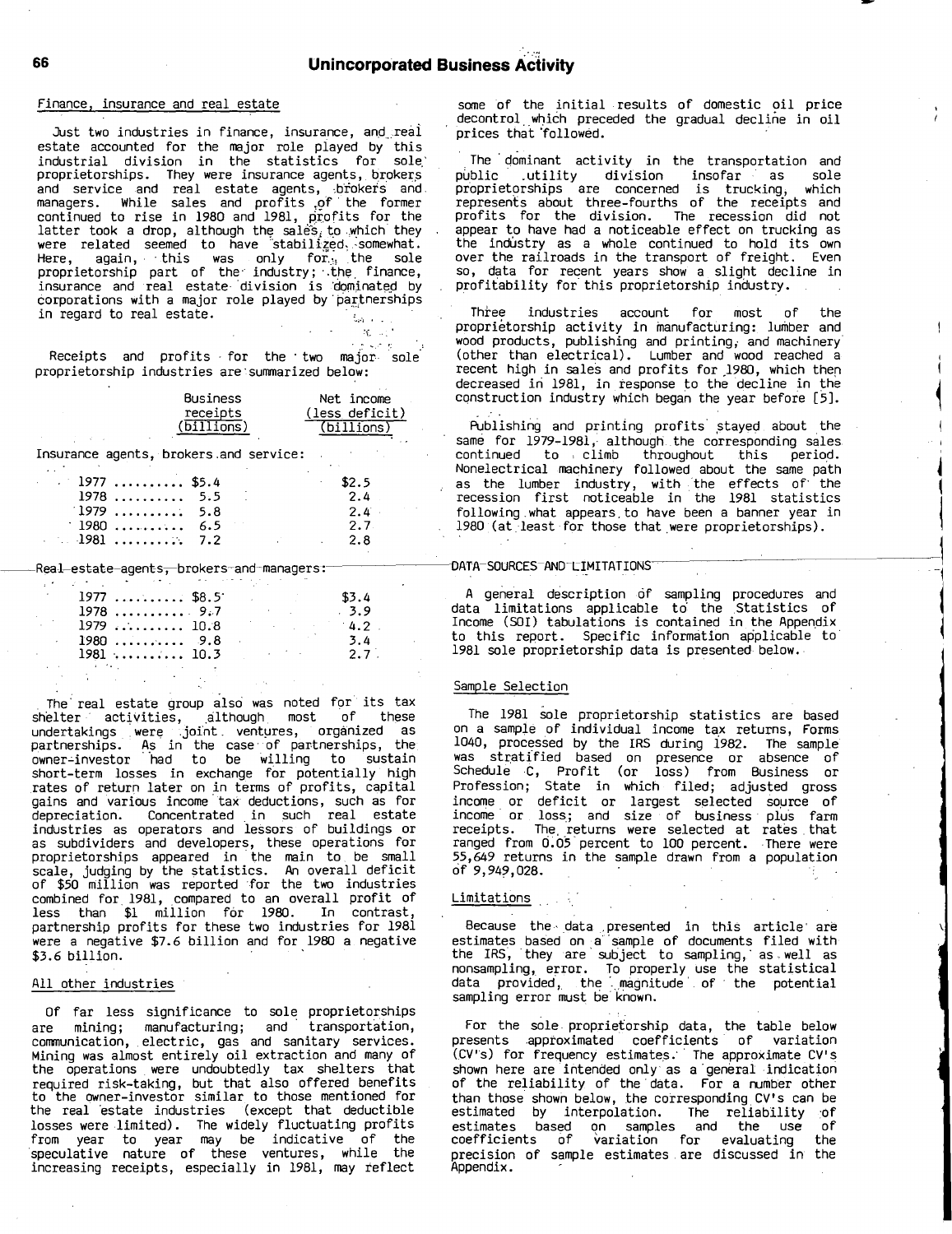### Finance, insurance and real estate

Just two industries in finance, insurance, and real estate accounted for the major role played by this industrial division in the statistics for sole proprietorships. They were insurance agents, brokers and service and real estate agents, brokers and managers. While sales and profits of the former continued to rise in 1980 and 1981, profits for the latter took a drop, although the sales to which they were related seemed to have stabilized somewhat. Here, again, this was only for the sole proprietorship part of the industry; the finance, insurance and real estate division is dominated by corporations with a major role played by partnerships in regard to real estate.

Receipts and profits for the two major sole proprietorship industries are summarized below:

| | Business receipts (billions) | Net income (less deficit) (billions) |
|---|---|---|
| Insurance agents, brokers and service: | | |
| 1977 | $5.4 | $2.5 |
| 1978 | 5.5 | 2.4 |
| 1979 | 5.8 | 2.4 |
| 1980 | 6.5 | 2.7 |
| 1981 | 7.2 | 2.8 |
| Real estate agents, brokers and managers: | | |
| 1977 | $8.5 | $3.4 |
| 1978 | 9.7 | 3.9 |
| 1979 | 10.8 | 4.2 |
| 1980 | 9.8 | 3.4 |
| 1981 | 10.3 | 2.7 |

The real estate group also was noted for its tax shelter activities, although most of these undertakings were joint ventures, organized as partnerships. As in the case of partnerships, the owner-investor had to be willing to sustain short-term losses in exchange for potentially high rates of return later on in terms of profits, capital gains and various income tax deductions, such as for depreciation. Concentrated in such real estate industries as operators and lessors of buildings or as subdividers and developers, these operations for proprietorships appeared in the main to be small scale, judging by the statistics. An overall deficit of $50 million was reported for the two industries combined for 1981, compared to an overall profit of less than $1 million for 1980. In contrast, partnership profits for these two industries for 1981 were a negative $7.6 billion and for 1980 a negative $3.6 billion.

### All other industries

Of far less significance to sole proprietorships are mining; manufacturing; and transportation, communication, electric, gas and sanitary services. Mining was almost entirely oil extraction and many of the operations were undoubtedly tax shelters that required risk-taking, but that also offered benefits to the owner-investor similar to those mentioned for the real estate industries (except that deductible losses were limited). The widely fluctuating profits from year to year may be indicative of the speculative nature of these ventures, while the increasing receipts, especially in 1981, may reflect some of the initial results of domestic oil price decontrol which preceded the gradual decline in oil prices that followed.

The dominant activity in the transportation and public utility division insofar as sole proprietorships are concerned is trucking, which represents about three-fourths of the receipts and profits for the division. The recession did not appear to have had a noticeable effect on trucking as the industry as a whole continued to hold its own over the railroads in the transport of freight. Even so, data for recent years show a slight decline in profitability for this proprietorship industry.

Three industries account for most of the proprietorship activity in manufacturing: lumber and wood products, publishing and printing, and machinery (other than electrical). Lumber and wood reached a recent high in sales and profits for 1980, which then decreased in 1981, in response to the decline in the construction industry which began the year before [5].

Publishing and printing profits stayed about the same for 1979-1981, although the corresponding sales continued to climb throughout this period. Nonelectrical machinery followed about the same path as the lumber industry, with the effects of the recession first noticeable in the 1981 statistics following what appears to have been a banner year in 1980 (at least for those that were proprietorships).

## DATA SOURCES AND LIMITATIONS

A general description of sampling procedures and data limitations applicable to the Statistics of Income (SOI) tabulations is contained in the Appendix to this report. Specific information applicable to 1981 sole proprietorship data is presented below.

### Sample Selection

The 1981 sole proprietorship statistics are based on a sample of individual income tax returns, Forms 1040, processed by the IRS during 1982. The sample was stratified based on presence or absence of Schedule C, Profit (or loss) from Business or Profession; State in which filed; adjusted gross income or deficit or largest selected source of income or loss; and size of business plus farm receipts. The returns were selected at rates that ranged from 0.05 percent to 100 percent. There were 55,649 returns in the sample drawn from a population of 9,949,028.

### Limitations

Because the data presented in this article are estimates based on a sample of documents filed with the IRS, they are subject to sampling, as well as nonsampling, error. To properly use the statistical data provided, the magnitude of the potential sampling error must be known.

For the sole proprietorship data, the table below presents approximated coefficients of variation (CV's) for frequency estimates. The approximate CV's shown here are intended only as a general indication of the reliability of the data. For a number other than those shown below, the corresponding CV's can be estimated by interpolation. The reliability of estimates based on samples and the use of coefficients of variation for evaluating the precision of sample estimates are discussed in the Appendix.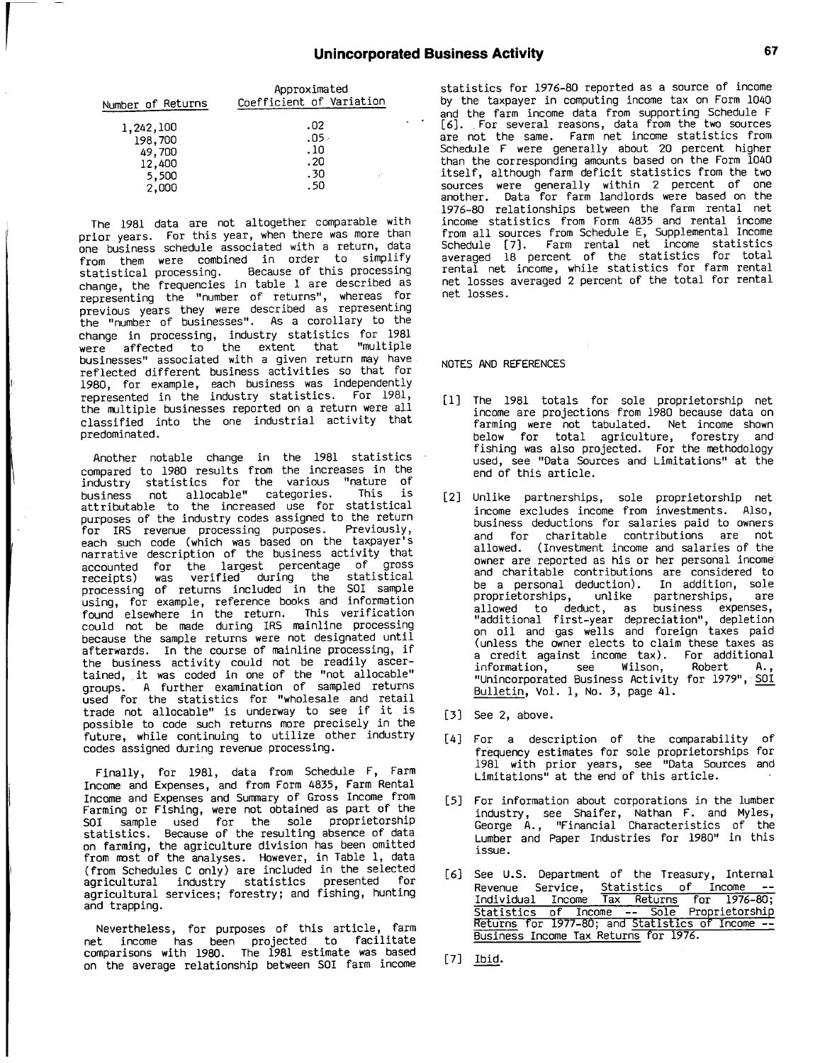| Number of Returns | Approximated Coefficient of Variation |
|---|---|
| 1,242,100 | .02 |
| 198,700 | .05 |
| 49,700 | .10 |
| 12,400 | .20 |
| 5,500 | .30 |
| 2,000 | .50 |

The 1981 data are not altogether comparable with prior years. For this year, when there was more than one business schedule associated with a return, data from them were combined in order to simplify statistical processing. Because of this processing change, the frequencies in table 1 are described as representing the "number of returns", whereas for previous years they were described as representing the "number of businesses". As a corollary to the change in processing, industry statistics for 1981 were affected to the extent that "multiple businesses" associated with a given return may have reflected different business activities so that for 1980, for example, each business was independently represented in the industry statistics. For 1981, the multiple businesses reported on a return were all classified into the one industrial activity that predominated.

Another notable change in the 1981 statistics compared to 1980 results from the increases in the industry statistics for the various "nature of business not allocable" categories. This is attributable to the increased use for statistical purposes of the industry codes assigned to the return for IRS revenue processing purposes. Previously, each such code (which was based on the taxpayer's narrative description of the business activity that accounted for the largest percentage of gross receipts) was verified during the statistical processing of returns included in the SOI sample using, for example, reference books and information found elsewhere in the return. This verification could not be made during IRS mainline processing because the sample returns were not designated until afterwards. In the course of mainline processing, if the business activity could not be readily ascertained, it was coded in one of the "not allocable" groups. A further examination of sampled returns used for the statistics for "wholesale and retail trade not allocable" is underway to see if it is possible to code such returns more precisely in the future, while continuing to utilize other industry codes assigned during revenue processing.

Finally, for 1981, data from Schedule F, Farm Income and Expenses, and from Form 4835, Farm Rental Income and Expenses and Summary of Gross Income from Farming or Fishing, were not obtained as part of the SOI sample used for the sole proprietorship statistics. Because of the resulting absence of data on farming, the agriculture division has been omitted from most of the analyses. However, in Table 1, data (from Schedules C only) are included in the selected agricultural industry statistics presented for agricultural services; forestry; and fishing, hunting and trapping.

Nevertheless, for purposes of this article, farm net income has been projected to facilitate comparisons with 1980. The 1981 estimate was based on the average relationship between SOI farm income statistics for 1976-80 reported as a source of income by the taxpayer in computing income tax on Form 1040 and the farm income data from supporting Schedule F [6]. For several reasons, data from the two sources are not the same. Farm net income statistics from Schedule F were generally about 20 percent higher than the corresponding amounts based on the Form 1040 itself, although farm deficit statistics from the two sources were generally within 2 percent of one another. Data for farm landlords were based on the 1976-80 relationships between the farm rental net income statistics from Form 4835 and rental income from all sources from Schedule E, Supplemental Income Schedule [7]. Farm rental net income statistics averaged 18 percent of the statistics for total rental net income, while statistics for farm rental net losses averaged 2 percent of the total for rental net losses.

NOTES AND REFERENCES

[1] The 1981 totals for sole proprietorship net income are projections from 1980 because data on farming were not tabulated. Net income shown below for total agriculture, forestry and fishing was also projected. For the methodology used, see "Data Sources and Limitations" at the end of this article.

[2] Unlike partnerships, sole proprietorship net income excludes income from investments. Also, business deductions for salaries paid to owners and for charitable contributions are not allowed. (Investment income and salaries of the owner are reported as his or her personal income and charitable contributions are considered to be a personal deduction). In addition, sole proprietorships, unlike partnerships, are allowed to deduct, as business expenses, "additional first-year depreciation", depletion on oil and gas wells and foreign taxes paid (unless the owner elects to claim these taxes as a credit against income tax). For additional information, see Wilson, Robert A., "Unincorporated Business Activity for 1979", SOI Bulletin, Vol. 1, No. 3, page 41.

[3] See 2, above.

[4] For a description of the comparability of frequency estimates for sole proprietorships for 1981 with prior years, see "Data Sources and Limitations" at the end of this article.

[5] For information about corporations in the lumber industry, see Shaifer, Nathan F. and Myles, George A., "Financial Characteristics of the Lumber and Paper Industries for 1980" in this issue.

[6] See U.S. Department of the Treasury, Internal Revenue Service, Statistics of Income -- Individual Income Tax Returns for 1976-80; Statistics of Income -- Sole Proprietorship Returns for 1977-80; and Statistics of Income -- Business Income Tax Returns for 1976.

[7] Ibid.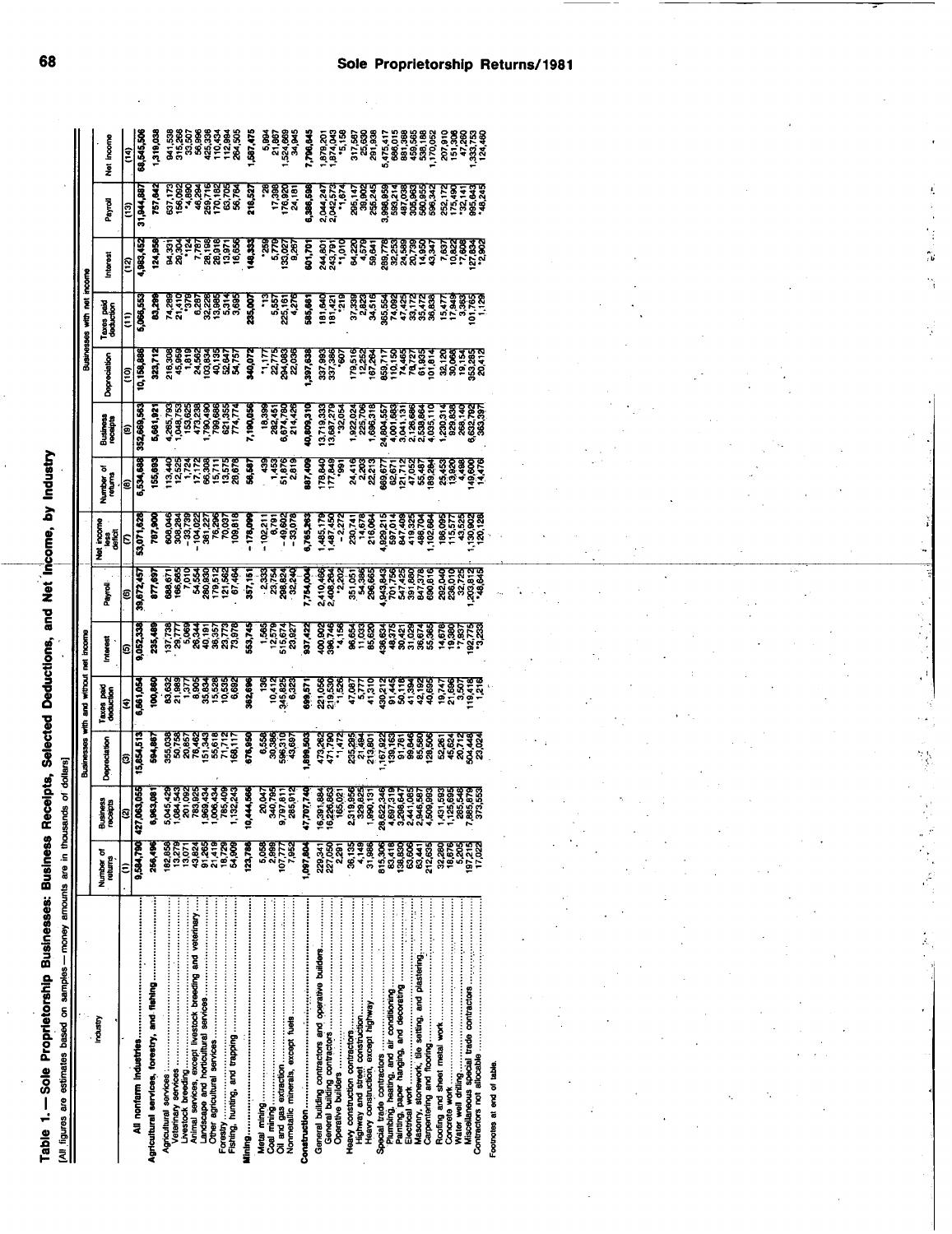# Table 1. — Sole Proprietorship Businesses: Business Receipts, Selected Deductions, and Net Income, by Industry

[All figures are estimates based on samples — money amounts are in thousands of dollars]

| Industry | Businesses with and without net income | | | | | | | Businesses with net income | | | | | | |
|---|---|---|---|---|---|---|---|---|---|---|---|---|---|---|
| | Number of returns | Business receipts | Depreciation | Taxes paid deduction | Interest | Payroll | Net income less deficit | Number of returns | Business receipts | Depreciation | Taxes paid deduction | Interest | Payroll | Net income |
| | (1) | (2) | (3) | (4) | (5) | (6) | (7) | (8) | (9) | (10) | (11) | (12) | (13) | (14) |
| **All nonfarm industries** | 9,584,790 | 427,063,055 | 15,854,513 | 6,661,054 | 9,052,338 | 39,672,457 | 53,071,628 | 6,534,688 | 352,669,563 | 10,158,886 | 5,066,553 | 4,983,452 | 31,944,887 | 68,545,506 |
| **Agricultural services, forestry, and fishing** | 256,496 | 6,963,081 | 594,987 | 100,860 | 235,489 | 877,697 | 787,900 | 155,693 | 5,661,921 | 323,712 | 83,289 | 124,958 | 757,842 | 1,319,038 |
| Agricultural services | 182,858 | 5,045,429 | 355,038 | 83,632 | 137,738 | 688,671 | 608,046 | 113,440 | 4,265,753 | 218,308 | 74,289 | 94,331 | 637,173 | 941,538 |
| Veterinary services | 13,279 | 1,084,543 | 50,758 | 21,989 | 29,777 | 166,665 | 308,284 | 12,525 | 1,048,753 | 45,969 | 21,410 | 29,304 | 156,092 | 315,266 |
| Livestock breeding | 13,071 | 201,092 | 20,857 | 1,377 | 5,069 | 7,010 | -33,739 | 1,724 | 153,625 | 1,819 | *379 | *124 | *4,890 | 33,507 |
| Animal services, except livestock breeding and veterinary | 43,824 | 783,825 | 78,463 | 8,606 | 28,344 | 54,534 | -104,022 | 17,172 | 473,238 | 24,562 | 6,287 | 7,787 | 46,294 | 56,996 |
| Landscape and horticultural services | 91,265 | 1,969,434 | 151,343 | 35,834 | 40,191 | 280,839 | 361,227 | 66,308 | 1,790,490 | 102,834 | 32,226 | 28,198 | 259,716 | 425,336 |
| Other agricultural services | 21,419 | 1,006,434 | 55,616 | 15,526 | 38,357 | 179,512 | 76,296 | 15,711 | 799,686 | 40,135 | 13,985 | 28,918 | 170,182 | 110,434 |
| Forestry | 18,729 | 785,409 | 71,712 | 10,535 | 23,773 | 121,562 | 70,037 | 13,575 | 621,355 | 52,647 | 5,314 | 13,971 | 63,705 | 112,994 |
| Fishing, hunting, and trapping | 54,909 | 1,132,243 | 168,117 | 6,692 | 73,978 | 67,464 | 109,818 | 28,678 | 774,774 | 54,757 | 3,695 | 16,656 | 56,764 | 264,505 |
| **Mining** | 123,786 | 10,444,566 | 676,950 | 362,696 | 553,745 | 357,151 | -178,099 | 58,587 | 7,190,056 | 340,072 | 235,007 | 148,333 | 218,527 | 1,587,475 |
| Metal mining | 5,058 | 20,047 | 6,558 | 136 | 1,565 | 2,333 | -102,211 | 439 | 19,399 | *1,177 | *13 | *259 | *28 | 5,894 |
| Coal mining | 2,999 | 340,795 | 30,386 | 10,412 | 12,579 | 23,754 | 6,791 | 1,453 | 282,451 | 22,775 | 5,557 | 5,779 | 17,398 | 21,987 |
| Oil and gas extraction | 107,777 | 9,797,811 | 596,310 | 345,825 | 515,674 | 298,824 | -49,602 | 51,876 | 6,674,780 | 294,083 | 225,161 | 133,027 | 176,920 | 1,524,669 |
| Nonmetallic minerals, except fuels | 7,952 | 285,912 | 43,697 | 6,323 | 23,927 | 32,240 | -33,076 | 2,819 | 214,426 | 22,036 | 4,276 | 9,267 | 24,181 | 34,945 |
| **Construction** | 1,097,804 | 47,707,740 | 1,899,503 | 699,571 | 937,422 | 7,754,004 | 6,765,263 | 887,409 | 40,809,310 | 1,397,638 | 585,661 | 601,701 | 6,386,598 | 7,796,845 |
| General building contractors and operative builders | 229,341 | 16,391,884 | 473,262 | 221,056 | 400,902 | 2,410,466 | 1,485,179 | 178,840 | 13,719,333 | 337,993 | 181,640 | 244,801 | 2,044,247 | 1,879,201 |
| General building contractors | 227,050 | 16,226,863 | 471,790 | 219,530 | 396,746 | 2,408,264 | 1,487,450 | 177,849 | 13,687,279 | 337,386 | 181,421 | 243,791 | 2,042,573 | 1,874,043 |
| Operative builders | 2,291 | 165,021 | *1,472 | *1,526 | *4,156 | *2,202 | -2,272 | *991 | *32,054 | *607 | *219 | *1,010 | *1,674 | *5,158 |
| Heavy construction contractors | 36,135 | 2,319,956 | 235,295 | 47,087 | 96,654 | 351,051 | 230,741 | 24,416 | 1,922,024 | 179,516 | 37,339 | 64,220 | 295,147 | 317,587 |
| Highway and street construction | 4,149 | 329,825 | 21,494 | 5,777 | 11,033 | 54,386 | 14,678 | 2,203 | 225,706 | 12,252 | 2,823 | 4,579 | 39,902 | 25,630 |
| Heavy construction, except highway | 31,986 | 1,990,131 | 213,801 | 41,310 | 85,620 | 296,665 | 216,064 | 22,213 | 1,696,318 | 167,264 | 34,516 | 59,641 | 255,245 | 291,936 |
| Special trade contractors | 815,306 | 28,622,346 | 1,167,922 | 430,212 | 436,634 | 4,943,843 | 4,929,215 | 669,677 | 24,804,557 | 859,717 | 355,554 | 289,778 | 3,998,859 | 5,475,417 |
| Plumbing, heating, and air conditioning | 83,418 | 4,697,319 | 139,163 | 91,445 | 49,873 | 701,756 | 597,014 | 62,671 | 4,001,683 | 110,150 | 74,092 | 32,253 | 593,214 | 668,015 |
| Painting, paper hanging, and decorating | 138,830 | 3,289,647 | 91,761 | 50,118 | 30,421 | 547,425 | 847,409 | 121,712 | 3,041,131 | 74,465 | 47,425 | 24,569 | 487,036 | 891,388 |
| Electrical work | 63,606 | 2,441,085 | 99,646 | 41,394 | 31,029 | 391,860 | 419,325 | 47,052 | 2,126,686 | 78,727 | 33,172 | 20,739 | 305,963 | 459,565 |
| Masonry, stonework, tile setting, and plastering | 63,441 | 2,946,587 | 85,560 | 42,192 | 36,674 | 847,378 | 488,704 | 55,487 | 2,538,664 | 61,935 | 35,472 | 14,950 | 580,855 | 538,188 |
| Carpentering and flooring | 212,635 | 4,509,993 | 128,506 | 40,695 | 55,365 | 690,616 | 1,102,664 | 189,284 | 4,035,110 | 101,814 | 36,838 | 43,347 | 596,342 | 1,170,052 |
| Roofing and sheet metal work | 32,280 | 1,431,593 | 52,261 | 19,747 | 14,676 | 292,040 | 186,095 | 25,453 | 1,230,314 | 32,120 | 15,477 | 7,637 | 252,172 | 207,910 |
| Concrete work | 18,676 | 1,126,695 | 45,624 | 21,696 | 19,380 | 236,010 | 115,577 | 13,920 | 929,836 | 30,066 | 17,949 | 10,822 | 175,490 | 151,306 |
| Water well drilling | 5,205 | 265,548 | 20,712 | 3,507 | *7,937 | 32,725 | 43,525 | 4,488 | 268,140 | 19,154 | 3,363 | *7,608 | *32,141 | 47,260 |
| Miscellaneous special trade contractors | 197,215 | 7,885,879 | 504,449 | 119,418 | 192,775 | 1,203,812 | 1,130,902 | 149,600 | 6,632,792 | 353,285 | 101,765 | 127,834 | 995,443 | 1,333,753 |
| Contractors not allocable | 17,022 | 373,553 | 23,024 | 1,216 | *3,233 | *48,645 | 120,128 | 14,476 | 363,397 | 20,412 | 1,129 | *2,902 | *48,245 | 124,460 |

Footnotes at end of table.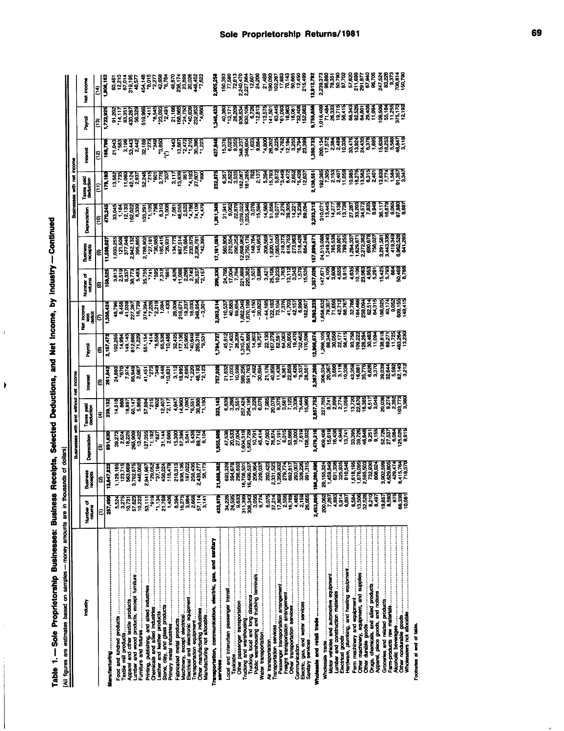# Table 1. — Sole Proprietorship Businesses: Business Receipts, Selected Deductions, and Net Income, by Industry — Continued

[All figures are estimates based on samples — money amounts are in thousands of dollars]

| Industry | Businesses with and without net income | | | | | | | Businesses with net income | | | | | | |
|---|---|---|---|---|---|---|---|---|---|---|---|---|---|---|
| | Number of returns | Business receipts | Depreciation | Taxes paid deduction | Interest | Payroll | Net income less deficit | Number of returns | Business receipts | Depreciation | Taxes paid deduction | Interest | Payroll | Net income |
| | (1) | (2) | (3) | (4) | (5) | (6) | (7) | (8) | (9) | (10) | (11) | (12) | (13) | (14) |
| **Manufacturing** | 257,490 | 13,647,822 | 691,630 | 239,132 | 261,842 | 2,157,473 | 1,356,424 | 158,525 | 11,598,027 | 470,245 | 178,180 | 168,799 | 1,722,925 | 1,808,163 |
| Food and kindred products | 5,524 | 1,129,165 | 39,273 | 14,516 | 24,893 | 102,255 | 48,796 | 3,813 | 1,030,255 | 33,045 | 13,582 | 21,043 | 91,202 | 60,461 |
| Textile mill products | 3,275 | 123,715 | 2,624 | 860 | *670 | 14,894 | 8,458 | 2,519 | 121,508 | 1,184 | *735 | *583 | *14,117 | 12,210 |
| Apparel and other textile products | 10,731 | 563,669 | 18,225 | 7,974 | 7,974 | 149,145 | 41,039 | 6,357 | 377,048 | 12,133 | 11,060 | 3,196 | 93,351 | 67,014 |
| Lumber and wood products, except furniture | 57,623 | 3,702,675 | 265,909 | 18,897 | 86,949 | 227,397 | 227,397 | 36,773 | 2,942,132 | 162,022 | 42,124 | 53,443 | 430,287 | 319,195 |
| Furniture and fixtures | 10,222 | 446,002 | 13,422 | 60,147 | 2,667 | 71,229 | 16,739 | 5,483 | 395,865 | 8,339 | 2,837 | 2,442 | 56,329 | 40,577 |
| Printing, publishing, and allied industries | 53,111 | 2,941,967 | 127,355 | 5,969 | 41,451 | 551,154 | 374,394 | 35,755 | 2,768,902 | 103,291 | 52,248 | 32,169 | 510,986 | 454,148 |
| Chemicals and allied industries | *919 | *29,052 | *1,192 | 57,694 | *273 | *4,114 | *7,226 | *741 | *27,181 | *1,109 | *215 | *273 | *411 | *8,015 |
| Leather and leather products | *1,134 | *37,194 | *827 | *215 | *349 | *8,458 | *2,219 | *595 | *36,985 | *798 | *601 | *349 | *8,545 | *2,277 |
| Stone, clay, and glass products | 21,769 | 459,224 | 31,144 | *602 | 9,448 | 65,536 | 1,084 | 7,312 | 185,415 | 6,310 | 3,776 | *3,850 | *23,093 | 42,658 |
| Primary metal industries | 1,406 | 118,478 | 2,666 | 12,407 | *10,831 | *10,486 | -430 | *661 | *26,931 | *1,008 | *307 | (¹) | *2,491 | *6,784 |
| Fabricated metal products | 8,394 | 216,313 | 15,300 | 2,117 | 3,112 | 32,435 | 28,008 | 4,926 | 134,775 | 7,061 | 3,117 | *443 | 21,168 | 46,670 |
| Machinery, except electrical | 16,275 | 938,136 | 57,396 | 4,947 | 18,995 | 177,136 | 218,671 | 11,088 | 887,514 | 48,055 | 13,639 | 15,667 | 168,965 | 238,174 |
| Electrical and electronic equipment | 3,984 | 187,022 | 5,041 | 14,960 | 2,695 | 25,965 | 19,237 | 2,288 | 178,664 | 2,522 | 151 | *2,472 | 21,750 | 23,898 |
| Transportation equipment | 2,868 | 258,436 | 5,438 | 1,080 | *1,220 | 40,849 | 18,030 | 2,140 | 223,575 | *4,769 | *4,193 | *1,210 | *40,839 | 20,026 |
| Other manufacturing industries | 57,114 | 2,439,277 | 98,712 | *6,551 | 48,193 | 285,316 | 348,854 | 35,337 | 2,208,781 | 74,109 | 27,607 | 30,396 | 232,953 | 448,452 |
| Manufacturing not allocable | 3,141 | 56,173 | 6,104 | 36,868 | *2,123 | *9,531 | -3,301 | *2,157 | *42,395 | *4,479 | *890 | *1,223 | *4,660 | *7,622 |
| **Transportation, communication, electric, gas, and sanitary services** | 433,979 | 21,668,362 | 1,955,989 | 323,143 | 757,929 | 1,784,727 | 2,053,514 | 299,330 | 17,191,095 | 1,261,349 | 232,875 | 437,948 | 1,346,433 | 2,905,258 |
| Local and interurban passenger transit | 34,228 | 693,329 | 47,538 | 6,839 | 21,632 | 45,612 | 110,537 | 24,768 | 560,806 | 31,941 | 6,357 | 15,376 | 40,380 | 150,393 |
| Taxicabs | 24,595 | 394,678 | 20,532 | 3,288 | 11,033 | *17,403 | 40,683 | 17,004 | 270,554 | 9,062 | 2,822 | 6,023 | *12,171 | 77,580 |
| Other passenger transportation | 9,633 | 298,650 | 27,004 | 3,551 | 10,599 | 28,209 | 69,854 | 7,764 | 290,252 | 22,879 | 3,535 | 9,355 | 28,209 | 72,813 |
| Trucking and warehousing | 311,399 | 16,708,501 | 1,604,519 | 257,424 | 599,256 | 1,310,471 | 1,662,049 | 221,889 | 12,898,962 | 1,039,022 | 182,067 | 348,237 | 936,834 | 2,240,476 |
| Trucking, local and long distance | 308,343 | 16,499,537 | 1,593,729 | 254,195 | 591,763 | 1,295,668 | 1,670,199 | 220,382 | 12,750,178 | 1,035,946 | 181,285 | 346,604 | 930,108 | 2,227,884 |
| Public warehousing and trucking terminals | 3,056 | 208,964 | 10,791 | 3,229 | 7,492 | 14,803 | -8,150 | 1,507 | 148,784 | 3,076 | 782 | 1,633 | 6,726 | 12,592 |
| Water transportation | 9,774 | 229,037 | 45,914 | 6,076 | 30,694 | 16,707 | -30,920 | 3,996 | 104,053 | 15,594 | 2,137 | 9,684 | *12,813 | 24,200 |
| Air transportation | 8,075 | 293,423 | 47,092 | 7,965 | 21,776 | 22,100 | -49,165 | 3,421 | 208,589 | 14,560 | 5,394 | *4,800 | *13,575 | 21,489 |
| Transportation services | 37,214 | 2,331,523 | 132,674 | 20,079 | 40,858 | 161,276 | 122,183 | 25,108 | 1,820,147 | 51,658 | 15,793 | 26,202 | 141,501 | 180,093 |
| Passenger transportation arrangement | 17,877 | 1,359,332 | 17,191 | 9,375 | 11,438 | 82,591 | 73,104 | 10,233 | 1,065,020 | 10,077 | 5,872 | 9,225 | 63,445 | 102,267 |
| Freight transportation arrangement | 2,556 | 279,774 | 6,015 | 3,581 | 6,561 | 64,083 | 7,376 | 1,763 | 218,373 | 2,276 | *3,449 | *4,782 | *61,093 | 17,683 |
| Other transportation services | 16,789 | 692,817 | 53,668 | 7,123 | 22,859 | 20,605 | 41,703 | 13,112 | 616,753 | 39,305 | 6,472 | 12,194 | 18,863 | 70,143 |
| Communication | 4,465 | 293,007 | 18,000 | 3,336 | 6,426 | 19,470 | 42,157 | 3,343 | 273,993 | 14,221 | 2,052 | 3,255 | 18,061 | 50,665 |
| Electric, gas, and water services | 2,159 | 328,226 | *7,619 | *5,444 | *9,337 | *32,462 | 6,880 | 1,570 | 318,426 | *5,288 | *5,439 | *8,794 | *32,408 | 12,450 |
| Sanitary services | 26,665 | 891,315 | 108,552 | 15,660 | 28,551 | 170,596 | 182,607 | 15,535 | 864,246 | 69,094 | 12,837 | 23,399 | 152,883 | 215,499 |
| **Wholesale and retail trade** | 2,453,895 | 198,280,898 | 3,479,218 | 2,657,752 | 2,367,260 | 12,966,674 | 8,393,233 | 1,357,026 | 157,899,671 | 2,233,313 | 2,138,551 | 1,350,732 | 9,755,856 | 12,912,792 |
| Wholesale trade | 200,062 | 28,155,324 | 409,408 | 227,765 | 306,334 | 1,266,105 | 1,658,632 | 147,671 | 24,515,088 | 310,071 | 192,985 | 200,134 | 1,018,409 | 2,239,373 |
| Motor vehicles and automotive equipment | 7,287 | 1,459,849 | 15,619 | 9,741 | 20,367 | 88,340 | 79,307 | 4,105 | 1,249,240 | 13,445 | 7,305 | 17,572 | 71,494 | 95,860 |
| Lumber and construction materials | 4,893 | 831,336 | 16,426 | 2,899 | 3,690 | 30,050 | 71,850 | 3,609 | 765,538 | 14,277 | 2,153 | 2,384 | 26,333 | 78,351 |
| Electrical goods | 5,914 | 325,935 | 4,946 | 2,774 | 3,119 | 22,171 | 42,712 | 4,655 | 309,901 | 3,138 | 2,407 | 2,489 | 19,715 | 50,790 |
| Hardware, plumbing, and heating equipment | 6,897 | 810,546 | 13,741 | 11,059 | 10,338 | 56,415 | 86,767 | 5,915 | 799,255 | 13,739 | 11,059 | 10,338 | 56,415 | 87,702 |
| Farm machinery and equipment | 6,584 | 1,618,195 | 33,395 | 13,720 | 43,359 | 93,758 | 32,786 | 4,635 | 1,284,337 | 27,287 | 10,985 | 33,476 | 66,343 | 57,620 |
| Other machinery, equipment, and supplies | 13,506 | 1,676,095 | 39,726 | 22,670 | 16,881 | 109,222 | 184,466 | 10,106 | 1,629,671 | 33,203 | 18,276 | 13,924 | 92,528 | 211,699 |
| Other durable goods | 32,528 | 2,595,503 | 46,848 | 16,385 | 35,776 | 128,284 | 238,094 | 23,063 | 2,272,362 | 34,572 | 13,562 | 24,435 | 84,801 | 291,977 |
| Drugs, chemicals, and allied products | 8,210 | 732,930 | 9,251 | 6,517 | 6,826 | 30,483 | 62,514 | 4,853 | 690,678 | 7,835 | 6,315 | 6,376 | 29,408 | 67,940 |
| Apparel, piece goods, and notions | 8,497 | 808,924 | 9,155 | 3,045 | 3,370 | 11,094 | 64,315 | 5,291 | 756,027 | 6,849 | 2,401 | 1,695 | 11,094 | 66,705 |
| Groceries and related products | 19,657 | 3,902,599 | 52,726 | 20,036 | 39,039 | 138,618 | 188,025 | 15,425 | 3,291,581 | 36,117 | 13,839 | 15,638 | 106,506 | 247,524 |
| Farm-products raw materials | 8,593 | 4,629,805 | 27,537 | 9,274 | 32,644 | 69,271 | 40,174 | 5,793 | 3,443,336 | 16,679 | 7,774 | 18,253 | 55,164 | 83,226 |
| Alcoholic beverages | 875 | 429,474 | 6,084 | 2,392 | 5,592 | 11,725 | 9,052 | 884 | 419,349 | 6,065 | 1,584 | 5,588 | 11,255 | 9,373 |
| Other nondurable goods | 66,330 | 8,415,764 | 125,026 | 103,773 | 82,140 | 463,264 | 609,155 | 50,469 | 6,962,526 | 87,880 | 91,357 | 46,847 | 375,170 | 708,814 |
| Wholesalers not allocable | 10,081 | 718,370 | 8,915 | 3,380 | 3,212 | 13,230 | 149,415 | 8,788 | 641,265 | 8,687 | 3,347 | 3,118 | 12,192 | 150,780 |

Footnotes at end of table.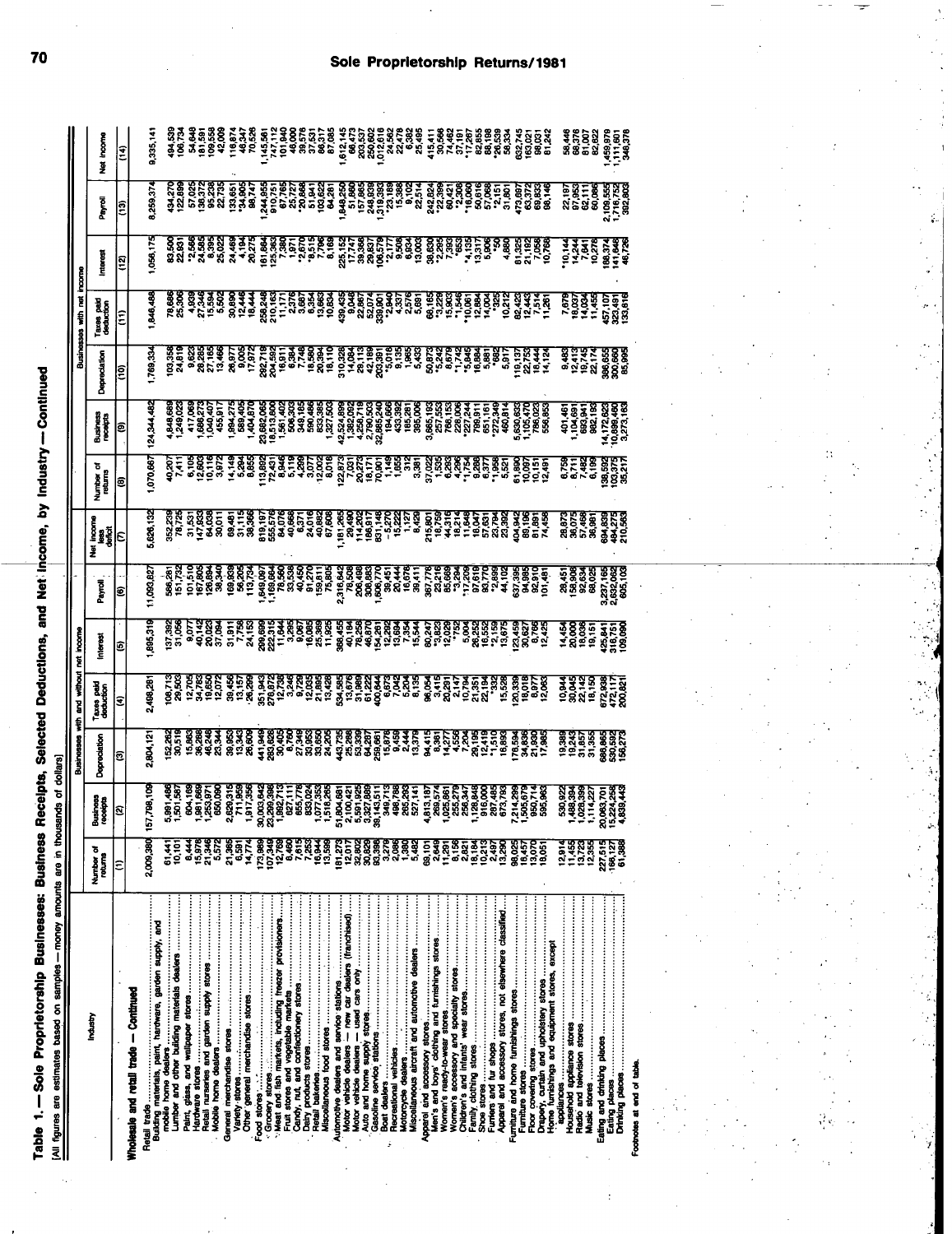# Table 1.—Sole Proprietorship Businesses: Business Receipts, Selected Deductions, and Net Income, by Industry—Continued

[All figures are estimates based on samples—money amounts are in thousands of dollars]

| Industry | Businesses with and without net income | | | | | | | Businesses with net income | | | | | | |
|---|---|---|---|---|---|---|---|---|---|---|---|---|---|---|
| | Number of returns | Business receipts | Depreciation | Taxes paid deduction | Interest | Payroll | Net income less deficit | Number of returns | Business receipts | Depreciation | Taxes paid deduction | Interest | Payroll | Net income |
| | (1) | (2) | (3) | (4) | (5) | (6) | (7) | (8) | (9) | (10) | (11) | (12) | (13) | (14) |
| **Wholesale and retail trade — Continued** | | | | | | | | | | | | | | |
| Retail trade | 2,009,380 | 157,798,109 | 2,804,121 | 2,498,281 | 1,895,319 | 11,093,827 | 5,626,132 | 1,070,667 | 124,344,482 | 1,769,334 | 1,848,488 | 1,056,175 | 8,259,374 | 9,335,141 |
| Building materials, paint, hardware, garden supply, and mobile home dealers | 61,441 | 5,991,486 | 152,262 | 108,713 | 137,392 | 586,281 | 352,239 | 40,207 | 4,848,689 | 103,358 | 78,686 | 83,500 | 434,270 | 494,539 |
| Lumber and other building materials dealers | 10,101 | 1,501,587 | 30,519 | 29,503 | 31,056 | 151,732 | 78,725 | 7,411 | 1,249,023 | 24,619 | 25,306 | 22,831 | 122,899 | 106,734 |
| Paint, glass, and wallpaper stores | 8,444 | 604,169 | 15,883 | 12,705 | 9,077 | 101,510 | 31,531 | 6,105 | 417,069 | 9,623 | 4,939 | *2,566 | 57,025 | 54,648 |
| Hardware stores | 15,978 | 1,981,669 | 36,288 | 34,783 | 40,142 | 167,805 | 147,933 | 12,603 | 1,686,273 | 28,285 | 27,346 | 24,585 | 136,372 | 181,591 |
| Retail nurseries and garden supply stores | 21,346 | 1,253,971 | 46,248 | 19,650 | 20,023 | 128,894 | 64,038 | 10,116 | 1,040,407 | 27,165 | 15,594 | 8,395 | 95,238 | 109,558 |
| Mobile home dealers | 5,572 | 650,090 | 23,324 | 12,072 | 37,094 | 36,340 | 30,011 | 3,872 | 455,917 | 13,466 | 5,502 | 25,022 | 22,735 | 42,009 |
| General merchandise stores | 21,366 | 2,629,315 | 39,953 | 39,452 | 31,911 | 169,939 | 69,481 | 14,149 | 1,894,275 | 26,977 | 30,890 | 24,469 | 133,651 | 118,874 |
| Variety stores | 6,591 | 711,959 | 13,343 | 13,157 | 7,758 | 56,205 | 31,115 | 5,294 | 489,596 | 9,005 | 12,446 | 4,194 | 34,905 | 48,347 |
| Other general merchandise stores | 14,774 | 1,917,356 | 26,609 | 26,295 | 24,153 | 113,734 | 38,366 | 8,855 | 1,404,679 | 17,972 | 18,444 | 20,275 | 98,746 | 70,526 |
| Food stores | 173,989 | 30,003,642 | 441,949 | 351,943 | 299,899 | 1,649,097 | 819,187 | 113,892 | 23,682,065 | 292,719 | 258,248 | 161,864 | 1,244,955 | 1,145,581 |
| Grocery stores | 107,349 | 23,299,388 | 283,828 | 278,872 | 222,315 | 1,169,684 | 555,576 | 72,431 | 18,513,800 | 204,592 | 210,163 | 125,363 | 910,751 | 747,112 |
| Meat and fish markets, including freezer provisioners | 12,769 | 1,892,713 | 30,405 | 12,738 | 11,644 | 78,560 | 84,076 | 8,846 | 1,561,402 | 16,911 | 11,171 | 7,380 | 67,765 | 101,940 |
| Fruit stores and vegetable markets | 8,460 | 627,111 | 8,760 | 3,246 | 3,295 | 33,538 | 40,668 | 5,119 | 506,303 | 6,384 | 2,376 | 1,971 | 25,727 | 46,000 |
| Candy, nut, and confectionery stores | 7,615 | 655,776 | 27,349 | 9,725 | 9,067 | 40,450 | 6,371 | 4,269 | 349,185 | 7,748 | 3,667 | *2,670 | 20,668 | 39,576 |
| Dairy products stores | 7,253 | 833,024 | 33,953 | 12,035 | 16,085 | 91,270 | 24,018 | 3,077 | 599,486 | 18,600 | 6,354 | *8,515 | 51,641 | 37,531 |
| Retail bakeries | 16,944 | 1,077,353 | 33,650 | 21,895 | 25,389 | 159,611 | 40,882 | 12,002 | 833,385 | 20,384 | 13,663 | 7,796 | 103,822 | 86,317 |
| Miscellaneous food stores | 13,598 | 1,518,255 | 24,205 | 13,428 | 11,925 | 75,805 | 67,608 | 8,016 | 1,327,503 | 18,110 | 10,834 | 8,169 | 64,281 | 87,085 |
| Automotive dealers and service stations | 181,273 | 51,804,681 | 443,735 | 534,585 | 368,455 | 2,316,642 | 1,181,265 | 122,873 | 42,524,899 | 310,328 | 439,435 | 225,152 | 1,848,250 | 1,612,145 |
| Motor vehicle dealers — new car dealers (franchised) | 12,017 | 2,100,421 | 25,288 | 13,676 | 40,184 | 78,508 | 29,490 | 7,031 | 1,382,092 | 14,084 | 9,048 | 17,747 | 51,860 | 66,473 |
| Motor vehicle dealers — used cars only | 32,692 | 5,597,925 | 53,339 | 31,989 | 76,258 | 208,489 | 114,202 | 20,273 | 4,256,719 | 29,113 | 22,867 | 39,368 | 157,885 | 203,537 |
| Auto and home supply stores | 30,820 | 3,327,699 | 64,267 | 61,222 | 48,470 | 302,880 | 166,617 | 18,171 | 2,780,503 | 42,169 | 52,074 | 29,837 | 248,939 | 250,602 |
| Gasoline service stations | 83,398 | 39,143,511 | 259,661 | 400,644 | 154,281 | 1,606,770 | 831,148 | 70,901 | 32,885,240 | 203,091 | 339,801 | 106,579 | 1,319,383 | 1,012,018 |
| Boat dealers | 3,276 | 349,713 | 15,876 | 6,673 | 12,292 | 38,451 | *25,130 | 1,149 | 194,666 | *5,018 | *2,940 | *2,177 | 23,169 | 24,562 |
| Recreational vehicles | 2,086 | 498,788 | 9,459 | 7,042 | 13,694 | 20,444 | 15,222 | 1,655 | 433,392 | 9,135 | 4,337 | 9,506 | 15,388 | 22,478 |
| Motorcycle dealers | 1,380 | 265,293 | 2,444 | 5,204 | 7,354 | 16,676 | 1,127 | 312 | 185,281 | 1,985 | 2,576 | 6,934 | 9,102 | 6,382 |
| Miscellaneous aircraft and automotive dealers | 5,462 | 527,141 | 13,379 | 8,195 | 15,544 | 39,411 | 8,420 | 3,381 | 385,006 | 5,433 | 5,681 | 13,003 | 22,514 | 25,495 |
| Apparel and accessory stores | 68,101 | 4,615,187 | 94,415 | 96,054 | 80,247 | 367,776 | 215,801 | 37,022 | 3,665,193 | 50,873 | 66,165 | 38,630 | 242,824 | 415,411 |
| Men's and boys' clothing and furnishings stores | 2,649 | 269,574 | 8,361 | 3,415 | *3,628 | 22,216 | 18,759 | 1,535 | 257,353 | *5,242 | *3,226 | *2,285 | 22,399 | 30,566 |
| Women's ready-to-wear stores | 11,291 | 1,025,861 | 14,277 | 20,291 | 12,029 | 85,669 | 44,316 | 6,263 | 786,153 | 8,678 | 15,903 | 7,392 | 60,421 | 74,462 |
| Women's accessory and specialty stores | 8,156 | 255,279 | 4,556 | 2,147 | *752 | *3,294 | 18,214 | 4,296 | 228,006 | *1,742 | *1,546 | *653 | *2,308 | 37,191 |
| Children's and infants' wear stores | 2,821 | 256,347 | 7,204 | 10,794 | 5,004 | *17,209 | 11,648 | *1,754 | *227,244 | *5,845 | *10,061 | *4,135 | *16,000 | *17,287 |
| Family clothing stores | 18,184 | 1,128,848 | 29,195 | 21,351 | 26,252 | 97,619 | 18,047 | 9,288 | 799,911 | 16,884 | 12,884 | 13,317 | 50,616 | 82,855 |
| Shoe stores | 10,213 | 916,000 | 12,419 | 22,194 | 16,552 | 82,770 | 57,631 | 6,377 | 651,161 | 5,881 | 14,004 | 5,906 | 57,068 | 88,198 |
| Furriers and fur shops | 2,497 | 287,465 | *1,510 | *332 | *2,159 | *2,609 | 23,794 | *1,098 | *227,349 | *992 | *325 | *50 | *2,151 | *26,539 |
| Apparel and accessory stores, not elsewhere classified | 13,290 | 673,793 | 16,893 | 15,528 | 13,675 | 44,102 | 23,392 | 5,521 | 450,814 | 5,917 | 10,212 | 4,880 | 31,601 | 58,334 |
| Furniture and home furnishings stores | 58,025 | 7,214,299 | 178,594 | 120,339 | 123,459 | 637,395 | 404,842 | 31,890 | 5,630,832 | 119,137 | 82,422 | 81,325 | 472,857 | 632,745 |
| Furniture stores | 16,457 | 1,505,679 | 34,836 | 18,018 | 30,627 | 94,985 | 89,196 | 10,097 | 1,105,470 | 22,753 | 12,443 | 21,192 | 63,472 | 163,021 |
| Floor covering stores | 13,070 | 950,714 | 21,930 | 8,977 | 8,766 | 92,910 | 81,891 | 10,151 | 786,023 | 18,444 | 7,514 | 7,058 | 69,833 | 98,031 |
| Drapery, curtain and upholstery stores | 18,051 | 595,963 | 17,985 | 12,063 | 12,425 | 101,481 | 74,458 | 12,491 | 556,853 | 14,124 | 11,261 | 10,768 | 98,146 | 81,242 |
| Home furnishings and equipment stores, except appliances | 12,914 | 530,922 | 19,389 | 10,944 | 14,454 | 28,451 | 28,873 | 6,759 | 401,461 | 9,483 | 7,679 | *10,144 | 22,197 | 58,446 |
| Household appliance stores | 11,455 | 1,488,394 | 19,243 | 30,045 | 20,000 | 158,906 | 36,075 | 8,711 | 1,104,691 | 12,413 | 18,037 | 14,244 | 57,953 | 69,276 |
| Radio and television stores | 13,723 | 1,028,399 | 31,657 | 22,142 | 18,038 | 92,634 | 57,468 | 7,482 | 693,941 | 19,745 | 14,034 | 7,641 | 62,111 | 81,007 |
| Music stores | 12,355 | 1,114,227 | 31,355 | 18,150 | 19,151 | 68,025 | 36,981 | 6,199 | 982,193 | 22,174 | 11,455 | 10,276 | 60,086 | 82,822 |
| Eating and drinking places | 227,515 | 20,063,701 | 686,865 | 672,938 | 425,941 | 3,237,165 | 694,839 | 138,592 | 14,172,823 | 386,655 | 457,107 | 188,374 | 2,109,555 | 1,459,979 |
| Eating places | 166,127 | 15,224,256 | 530,592 | 472,117 | 316,751 | 2,632,062 | 484,275 | 103,375 | 10,899,460 | 300,660 | 323,491 | 141,648 | 1,716,752 | 1,111,601 |
| Drinking places | 61,388 | 4,839,443 | 156,273 | 200,821 | 109,090 | 605,103 | 210,563 | 35,217 | 3,273,163 | 85,995 | 133,616 | 46,726 | 392,803 | 348,378 |

Footnotes at end of table.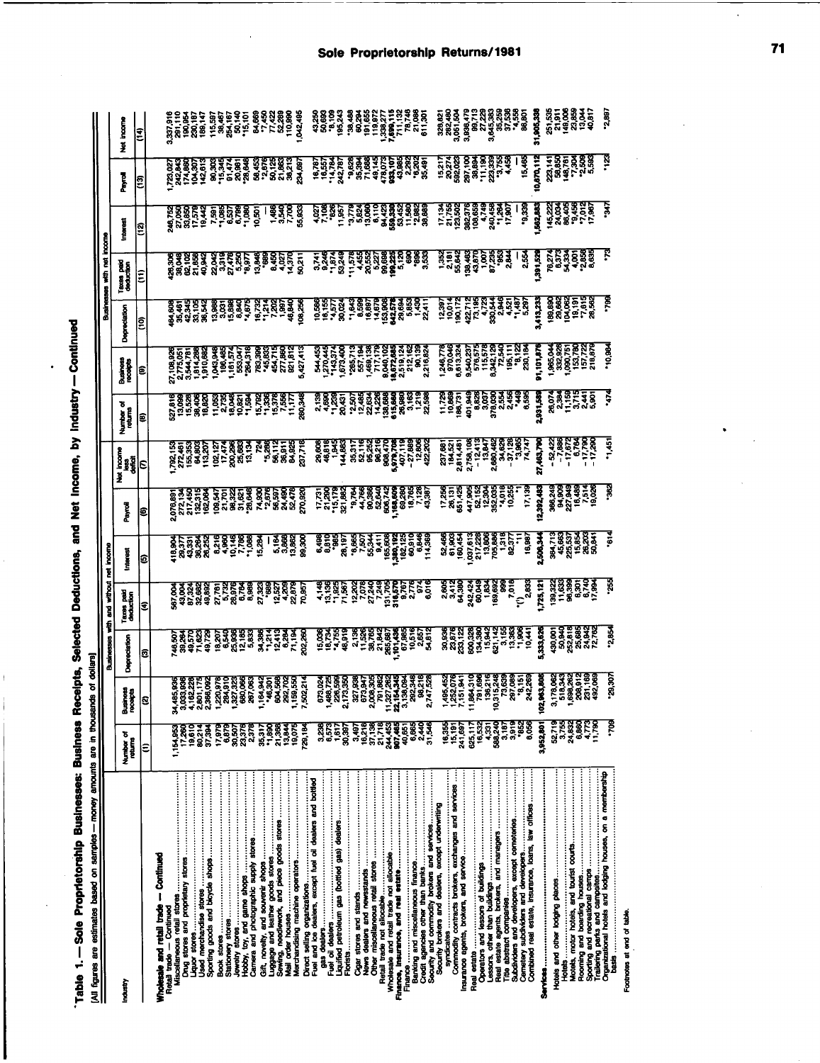# Table 1.—Sole Proprietorship Businesses: Business Receipts, Selected Deductions, and Net Income, by Industry—Continued

[All figures are estimates based on samples—money amounts are in thousands of dollars]

| Industry | Businesses with and without net income | | | | | | | Businesses with net income | | | | | | |
|---|---|---|---|---|---|---|---|---|---|---|---|---|---|---|
| | Number of returns | Business receipts | Depreciation | Taxes paid deduction | Interest | Payroll | Net income less deficit | Number of returns | Business receipts | Depreciation | Taxes paid deduction | Interest | Payroll | Net income |
| | (1) | (2) | (3) | (4) | (5) | (6) | (7) | (8) | (9) | (10) | (11) | (12) | (13) | (14) |
| **Wholesale and retail trade — Continued** | | | | | | | | | | | | | | |
| Retail trade — Continued | | | | | | | | | | | | | | |
| Miscellaneous retail stores | 1,154,953 | 34,485,936 | 748,507 | 567,004 | 418,904 | 2,078,891 | 1,792,153 | 527,816 | 27,108,926 | 464,608 | 426,306 | 246,752 | 1,723,027 | 3,327,916 |
| Drug stores and proprietary stores | 17,260 | 3,033,936 | 39,264 | 43,004 | 29,377 | 272,134 | 272,461 | 13,099 | 2,775,051 | 35,461 | 38,048 | 27,050 | 242,843 | 291,110 |
| Liquor stores | 19,610 | 4,182,226 | 49,570 | 37,324 | 33,331 | 217,450 | 165,353 | 15,528 | 3,544,765 | 42,345 | 32,102 | 33,650 | 174,860 | 190,954 |
| Used merchandise stores | 80,214 | 2,601,175 | 71,623 | 32,682 | 36,264 | 133,215 | 64,805 | 39,409 | 1,814,288 | 33,105 | 21,658 | 17,578 | 104,307 | 230,187 |
| Sporting goods and bicycle shops | 37,094 | 2,369,962 | 49,330 | 49,892 | 26,252 | 162,084 | 113,207 | 18,820 | 1,910,682 | 36,542 | 40,942 | 19,442 | 142,613 | 189,147 |
| Book stores | 17,979 | 1,220,978 | 18,207 | 27,781 | 8,216 | 109,547 | 102,127 | 11,053 | 1,043,948 | 13,988 | 22,042 | 7,591 | 90,303 | 115,587 |
| Stationery stores | 6,879 | 284,910 | 6,540 | 5,732 | 4,960 | 21,701 | 17,474 | 2,735 | 186,485 | 3,031 | 3,319 | *1,065 | *15,345 | 38,467 |
| Jewelry stores | 30,507 | 1,327,323 | 25,936 | 28,976 | 10,146 | 98,322 | 200,296 | 16,048 | 1,161,574 | 15,888 | 27,476 | 6,537 | 91,474 | 254,167 |
| Hobby, toy, and game shops | 23,376 | 680,066 | 12,165 | 6,764 | 7,786 | 31,621 | 25,683 | 10,821 | 553,047 | 8,840 | 5,580 | 6,796 | 20,581 | 56,140 |
| Camera and photographic supply stores | 2,378 | 267,063 | 5,833 | 8,989 | *1,086 | *28,648 | 13,134 | *1,594 | *264,318 | *4,675 | *8,977 | *1,080 | *28,648 | *15,101 |
| Gift, novelty, and souvenir shops | 35,317 | 1,164,942 | 34,386 | 27,323 | 15,284 | 74,930 | 124 | 15,792 | 782,399 | 16,732 | 13,846 | 10,501 | 58,453 | 84,669 |
| Luggage and leather goods stores | *1,890 | *46,301 | *1,214 | *689 | — | *2,676 | *5,286 | *1,336 | *45,833 | *1,214 | *689 | — | *2,676 | *7,450 |
| Sewing, needlework, and piece goods stores | 21,385 | 604,568 | 12,419 | 12,527 | 5,164 | 56,597 | 56,112 | 15,376 | 454,715 | 7,202 | 8,450 | 1,486 | 50,125 | 77,422 |
| Mail order houses | 13,844 | 292,702 | 6,284 | 4,209 | 3,668 | 24,490 | 36,911 | 7,556 | 277,860 | 1,997 | 4,027 | 3,540 | 21,863 | 52,289 |
| Merchandising machine operators | 19,075 | 1,159,550 | 71,194 | 22,879 | 13,862 | 52,476 | 84,925 | 11,177 | 921,612 | 46,840 | 14,370 | 7,700 | 36,213 | 110,990 |
| Direct selling organizations | 729,184 | 7,502,214 | 202,260 | 70,957 | 99,300 | 270,920 | 237,716 | 280,348 | 5,427,413 | 108,256 | 50,211 | 55,833 | 234,697 | 1,042,495 |
| Fuel and ice dealers, except fuel oil dealers and bottled gas dealers | 3,236 | 673,024 | 15,036 | 4,148 | 6,498 | 17,731 | 29,608 | 2,139 | 544,453 | 10,586 | 3,741 | 4,027 | 16,787 | 43,250 |
| Fuel oil dealers | 6,573 | 1,486,725 | 18,734 | 13,136 | 6,810 | 21,290 | 46,818 | 4,890 | 1,270,442 | 16,155 | 9,246 | 7,108 | 16,557 | 50,693 |
| Liquefied petroleum gas (bottled gas) dealers | *1,617 | *226,899 | *4,755 | *1,825 | *985 | *15,178 | 1,945 | *1,239 | *143,374 | *4,577 | *1,674 | *626 | *14,784 | *8,109 |
| Florists | 30,397 | 2,173,350 | 48,919 | 71,567 | 28,197 | 321,882 | 144,883 | 20,431 | 1,673,400 | 30,024 | 53,249 | 11,957 | 242,787 | 195,243 |
| Cigar stores and stands | 3,497 | 327,938 | 2,136 | 12,202 | *6,665 | *9,764 | 35,317 | *2,507 | *285,713 | *1,643 | *11,578 | *3,779 | *9,626 | *38,488 |
| News dealers and newsstands | 16,216 | 679,947 | 11,526 | 7,076 | 7,507 | 44,766 | 52,116 | 12,485 | 557,194 | 8,599 | 4,455 | 5,824 | 35,294 | 60,294 |
| Other miscellaneous retail stores | 37,136 | 2,009,305 | 38,765 | 27,240 | 55,344 | 90,396 | 95,252 | 22,634 | 1,469,138 | 8,697 | 20,552 | 13,060 | 71,835 | 191,655 |
| Retail trade not allocable | 21,718 | 791,862 | 21,842 | 7,249 | 9,411 | 58,540 | 98,216 | 14,326 | 662,679 | 18,479 | 5,227 | 6,111 | 49,145 | 119,872 |
| Wholesale and retail trade not allocable | 244,453 | 11,327,262 | 285,667 | 119,705 | 158,166 | 606,142 | 908,770 | 138,680 | 9,040,102 | 153,908 | 99,698 | 94,423 | 468,578 | 1,339,277 |
| **Finance, insurance, and real estate** | 901,446 | 22,144,348 | 1,103,569 | 316,574 | 1,380,192 | 1,168,809 | 5,979,708 | 615,684 | 18,672,685 | 642,576 | 199,225 | 559,330 | 933,107 | 7,690,115 |
| Banking and miscellaneous finance | 40,651 | 3,136,094 | 67,985 | 9,767 | 162,125 | 69,280 | 407,119 | 26,980 | 2,519,124 | 29,694 | 5,120 | 53,452 | 43,985 | 711,132 |
| Credit agencies other than banks | 6,665 | 292,348 | 10,516 | 2,776 | 60,910 | 18,765 | -27,689 | 3,163 | 212,162 | 5,853 | 690 | 11,560 | 2,262 | 75,748 |
| | 2,440 | 98,218 | 2,657 | 974 | 6,846 | 7,126 | 12,606 | 1,219 | 90,139 | 1,430 | *696 | *2,980 | *6,902 | 21,668 |
| Security and commodity brokers and services | 31,546 | 2,747,528 | 54,812 | 6,016 | 114,369 | 43,389 | 422,202 | 22,598 | 2,216,824 | 22,411 | 3,533 | 38,889 | 35,491 | 611,301 |
| Security brokers and dealers, except underwriting syndicates | 16,355 | 1,495,452 | 30,936 | 2,605 | 52,466 | 17,256 | 237,681 | 11,729 | 1,246,778 | 12,397 | 1,352 | 17,134 | 15,217 | 329,821 |
| Commodity contracts brokers, exchanges and services | 15,191 | 1,252,076 | 23,876 | 3,412 | 61,903 | 26,131 | 184,521 | 10,869 | 970,046 | 10,014 | 2,181 | 21,755 | 20,274 | 282,480 |
| Insurance agents, brokers, and service | 241,697 | 7,151,941 | 233,122 | 64,380 | 160,454 | 651,425 | 2,814,491 | 186,731 | 6,613,324 | 190,172 | 55,642 | 123,502 | 592,023 | 3,061,604 |
| Real estate | 625,117 | 11,864,310 | 800,328 | 242,424 | 1,037,613 | 447,995 | 2,758,106 | 401,949 | 9,540,237 | 422,712 | 139,463 | 382,376 | 297,100 | 3,908,479 |
| Operators and lessors of buildings | 16,532 | 791,696 | 134,380 | 60,049 | 217,228 | 52,152 | -12,413 | 8,626 | 578,575 | 73,195 | 43,070 | 103,659 | 38,694 | 89,713 |
| Lessors, other than buildings | 4,331 | 136,216 | 15,942 | 1,834 | 13,606 | 12,304 | 13,647 | 3,037 | 115,578 | 4,723 | 1,007 | 4,749 | 11,190 | 27,229 |
| Real estate agents, brokers, and managers | 588,240 | 10,315,248 | 621,142 | 169,692 | 705,686 | 352,035 | 2,680,462 | 378,030 | 8,342,129 | 330,544 | 87,235 | 240,458 | 223,339 | 3,645,383 |
| Title abstract companies | 3,167 | 73,639 | 3,155 | 999 | 1,318 | *4,018 | 34,629 | 2,554 | 72,540 | 2,846 | *953 | *1,264 | *3,755 | 35,259 |
| Subdividers and developers, except cemeteries | 3,919 | 297,089 | 13,383 | 7,016 | 82,377 | 10,255 | -37,128 | 2,456 | 195,111 | 4,521 | 2,844 | 17,907 | 4,458 | 37,538 |
| Cemetery subdividers and developers | *652 | *8,151 | *1,906 | (¹) | *11 | *1 | *3,965 | *449 | *8,122 | *1,487 | — | — | — | *4,558 |
| Combined real estate, insurance, loans, law offices | 8,056 | 242,269 | 10,441 | 2,833 | 16,987 | 17,139 | 74,747 | 6,595 | 230,184 | 5,297 | 2,554 | *9,339 | 15,465 | 86,801 |
| **Services** | 3,952,801 | 102,963,806 | 5,333,626 | 1,725,121 | 2,506,344 | 12,392,483 | 27,463,790 | 2,931,589 | 91,101,876 | 3,413,233 | 1,391,529 | 1,562,883 | 10,670,112 | 31,905,338 |
| Hotels and other lodging places | 52,719 | 3,178,092 | 430,001 | 139,322 | 364,713 | 366,249 | -52,422 | 26,074 | 1,965,044 | 189,890 | 76,274 | 145,222 | 223,141 | 251,535 |
| Hotels | 3,755 | 518,343 | 50,940 | 11,633 | 45,663 | 94,909 | -7,886 | 2,384 | 332,926 | 29,662 | 8,373 | 24,034 | 58,850 | 21,911 |
| Motels, motor hotels, and tourist courts | 24,832 | 1,698,262 | 252,818 | 96,399 | 225,537 | 227,949 | -17,672 | 11,159 | 1,090,751 | 104,062 | 54,334 | 86,405 | 148,781 | 148,006 |
| Rooming and boarding houses | 6,860 | 208,612 | 25,695 | 6,301 | 15,854 | 16,489 | 6,764 | 3,715 | 153,780 | 19,191 | 4,001 | *9,456 | *7,304 | 23,859 |
| Sporting and recreational camps | 4,773 | 231,169 | 24,942 | 6,740 | 26,203 | 7,514 | -17,790 | 2,441 | 157,722 | *7,615 | *2,856 | *7,012 | *2,509 | 13,044 |
| Trailering parks and campsites | 11,780 | 492,069 | 72,762 | 17,994 | 50,841 | 19,026 | -17,290 | 5,901 | 218,876 | 28,562 | 6,635 | 17,967 | 5,583 | 40,817 |
| Organizational hotels and lodging houses, on a membership basis | *709 | *29,307 | *2,854 | *255 | *614 | *362 | *1,451 | *474 | *10,984 | *799 | *73 | *347 | *123 | *2,897 |

Footnotes at end of table.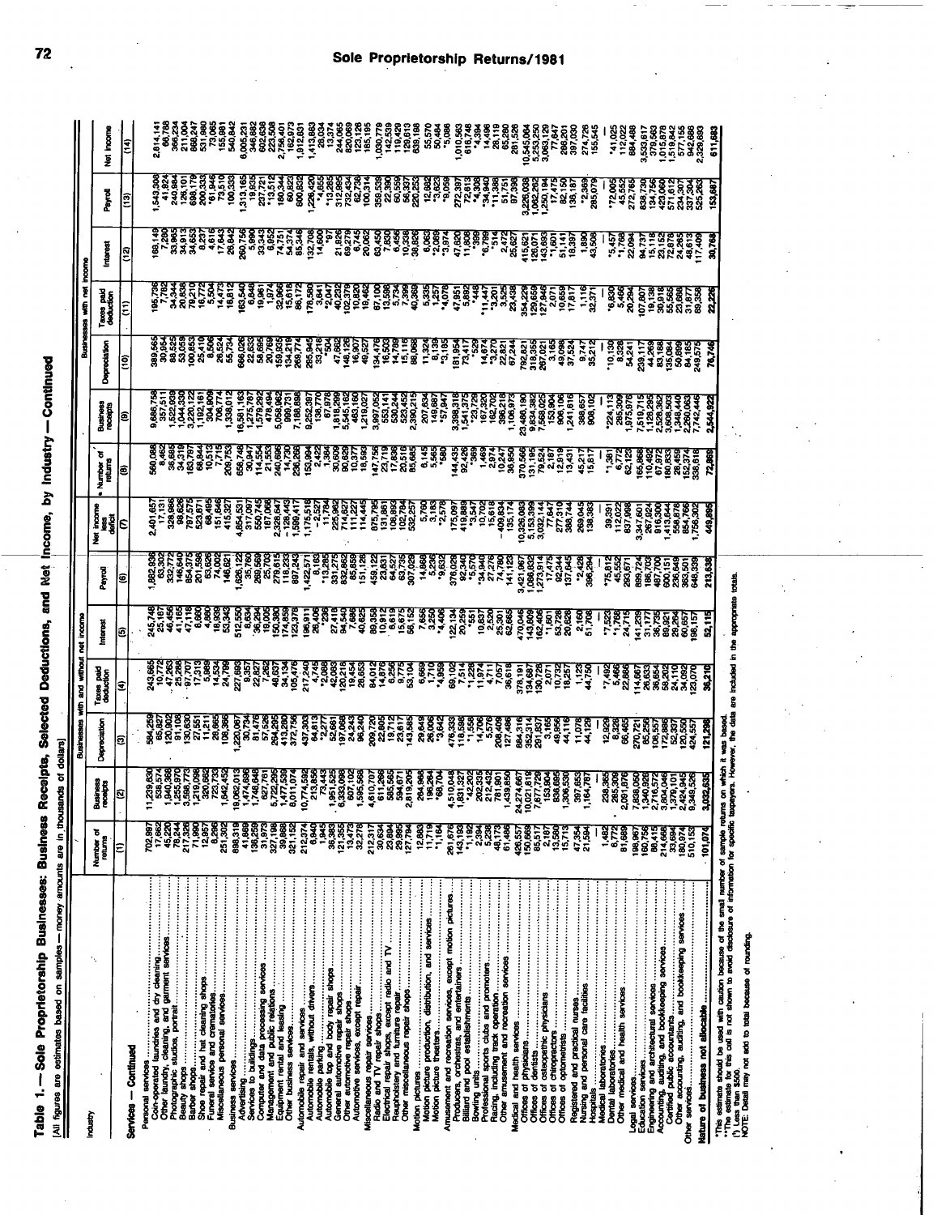# Table 1. — Sole Proprietorship Businesses: Business Receipts, Selected Deductions, and Net Income, by Industry — Continued

[All figures are estimates based on samples — money amounts are in thousands of dollars]

| Industry | Businesses with and without net income | | | | | | | Businesses with net income | | | | | | |
|---|---|---|---|---|---|---|---|---|---|---|---|---|---|---|
| | Number of returns | Business receipts | Depreciation | Taxes paid deduction | Interest | Payroll | Net income less deficit | Number of returns | Business receipts | Depreciation | Taxes paid deduction | Interest | Payroll | Net income |
| | (1) | (2) | (3) | (4) | (5) | (6) | (7) | (8) | (9) | (10) | (11) | (12) | (13) | (14) |
| **Services — Continued** | | | | | | | | | | | | | | |
| Personal services | 702,997 | 11,239,830 | 584,259 | 243,665 | 245,748 | 1,882,936 | 2,401,657 | 560,088 | 9,688,758 | 389,565 | 195,736 | 168,149 | 1,543,308 | 2,814,141 |
| Coin-operated laundries and dry cleaning | 17,668 | 538,574 | 65,827 | 10,772 | 25,167 | 63,302 | 17,131 | 8,462 | 357,511 | 30,954 | 7,782 | 7,280 | 41,824 | 66,788 |
| Other laundry, cleaning, and garment services | 45,220 | 1,940,360 | 120,852 | 47,263 | 46,456 | 332,275 | 328,888 | 36,685 | 1,822,939 | 88,525 | 34,344 | 33,865 | 240,984 | 366,234 |
| Photographic studios, portrait | 78,244 | 1,255,970 | 91,108 | 25,288 | 41,165 | 148,640 | 99,826 | 34,153 | 1,044,300 | 53,059 | 20,836 | 34,913 | 126,101 | 211,004 |
| Beauty shops | 217,326 | 3,598,773 | 130,830 | 97,707 | 47,116 | 854,375 | 797,575 | 183,787 | 3,220,122 | 100,653 | 79,210 | 34,653 | 688,179 | 868,247 |
| Barber shops | 71,990 | 1,219,098 | 27,551 | 17,313 | 8,660 | 201,598 | 523,671 | 68,844 | 1,192,161 | 25,410 | 16,772 | 8,237 | 200,332 | 531,690 |
| Shoe repair and hat cleaning shops | 12,957 | 320,662 | 11,211 | 5,989 | 4,880 | 83,626 | 68,495 | 10,513 | 304,909 | 8,506 | 5,504 | 4,616 | *61,946 | 73,065 |
| Funeral service and crematories | 8,768 | 723,823 | 28,665 | 14,534 | 18,939 | 74,002 | 151,646 | 7,715 | 706,774 | 26,524 | 14,473 | 17,643 | 73,510 | 155,981 |
| Miscellaneous personal services | 251,302 | 1,642,452 | 108,366 | 24,799 | 53,343 | 146,821 | 415,327 | 209,753 | 1,338,012 | 55,734 | 16,812 | 26,842 | 100,333 | 540,842 |
| Business services | 898,319 | 19,062,013 | 1,220,067 | 227,689 | 512,550 | 1,626,122 | 4,854,531 | 658,748 | 16,581,163 | 666,026 | 163,540 | 260,756 | 1,313,165 | 6,005,231 |
| Advertising | 41,889 | 1,474,686 | 30,734 | 9,357 | 8,634 | 35,162 | 311,097 | 30,347 | 1,275,187 | 22,653 | 6,848 | 5,890 | 19,835 | 346,882 |
| Services to buildings | 136,259 | 1,748,648 | 81,476 | 22,827 | 36,294 | 269,569 | 550,745 | 114,554 | 1,579,292 | 58,606 | 19,861 | 33,434 | 237,721 | 602,638 |
| Computer and data processing services | 31,973 | 627,761 | 57,526 | 7,262 | 19,005 | 25,703 | 187,066 | 21,553 | 478,494 | 20,789 | 1,974 | 6,952 | 13,052 | 220,506 |
| Management and public relations | 327,198 | 5,722,295 | 264,295 | 48,637 | 150,380 | 279,615 | 2,328,647 | 240,699 | 5,058,962 | 159,935 | 32,966 | 74,751 | 180,344 | 2,756,401 |
| Equipment rental and leasing | 38,889 | 1,472,539 | 413,260 | 34,134 | 174,859 | 118,233 | -128,443 | 14,730 | 999,731 | 134,219 | 15,618 | 54,374 | 60,823 | 162,973 |
| Other business services | 321,152 | 8,011,074 | 372,756 | 105,476 | 123,378 | 897,243 | 1,589,417 | 236,266 | 7,188,898 | 269,774 | 86,172 | 85,346 | 800,832 | 1,912,831 |
| Automobile repair and services | 212,374 | 10,774,592 | 437,303 | 217,240 | 198,911 | 1,422,571 | 1,175,518 | 153,994 | 9,252,387 | 295,945 | 178,580 | 132,708 | 1,226,420 | 1,413,663 |
| Automobile rentals, without drivers | 6,940 | 213,856 | 64,813 | 4,745 | 28,406 | 8,167 | 8,327 | 4,422 | 138,770 | 23,976 | 3,641 | 14,600 | *4,655 | 28,034 |
| Automobile parking | 1,945 | 73,443 | *2,277 | *2,088 | *236 | *13,285 | 11,784 | 1,364 | *67,979 | *97 | *2,047 | *97 | *11,285 | 13,574 |
| General automotive repair shops | 36,383 | 1,951,525 | 52,681 | 42,083 | 27,418 | 331,275 | 225,982 | 30,609 | 1,818,299 | 47,662 | 40,232 | 21,826 | 312,480 | 240,995 |
| Top and body repair shops | 121,355 | 6,333,098 | 197,066 | 120,216 | 94,540 | 832,862 | 714,627 | 90,629 | 5,545,162 | 148,126 | 102,379 | 69,278 | 732,434 | 830,069 |
| Other automotive repair shops | 13,475 | 607,102 | 24,634 | 16,454 | 7,686 | 86,859 | 111,227 | 10,377 | 483,160 | 16,907 | 10,820 | 6,745 | 62,738 | 123,126 |
| Automotive services, except repair | 32,276 | 1,595,568 | 95,240 | 28,653 | 40,625 | 151,126 | 114,445 | 16,593 | 1,219,027 | 49,527 | 18,462 | 20,062 | 100,314 | 185,195 |
| Miscellaneous repair services | 212,317 | 4,610,707 | 209,720 | 84,012 | 89,358 | 459,122 | 975,798 | 147,756 | 3,997,052 | 134,476 | 67,100 | 63,450 | 359,539 | 1,030,779 |
| Radio and TV repair shops | 30,634 | 611,266 | 22,805 | 14,876 | 10,912 | 23,831 | 131,861 | 20,719 | 559,141 | 16,503 | 13,598 | 7,850 | 22,390 | 142,539 |
| Electrical repair shops, except radio and TV | 23,894 | 585,565 | 19,712 | 6,256 | 6,619 | 64,527 | 108,893 | 17,836 | 530,244 | 15,734 | 4,456 | 6,456 | 60,599 | 116,429 |
| Reupholstery and furniture repair | 29,985 | 594,671 | 23,617 | 9,775 | 15,675 | 63,735 | 102,784 | 20,516 | 523,452 | 15,118 | 7,399 | 10,336 | 56,337 | 109,409 |
| Other miscellaneous repair shops | 127,784 | 2,819,205 | 143,585 | 53,104 | 56,152 | 307,029 | 532,257 | 85,685 | 2,390,215 | 88,068 | 40,369 | 38,826 | 220,253 | 638,188 |
| Motion pictures | 12,863 | 264,988 | 29,649 | 6,669 | 7,656 | 14,868 | 5,760 | 6,145 | 207,834 | 11,324 | 5,335 | 6,063 | 12,682 | 55,570 |
| Motion picture production, distribution, and services | 11,719 | 186,264 | 26,006 | 1,710 | 3,250 | 5,236 | 3,183 | 5,565 | 149,887 | 8,139 | 1,257 | *2,089 | *3,623 | 50,484 |
| Motion picture theaters | *1,164 | *88,704 | *3,642 | *4,959 | *4,406 | *9,632 | *2,578 | *580 | 57,947 | *3,185 | *4,078 | *3,974 | *9,059 | *5,086 |
| Amusement and recreation services, except motion pictures | 261,676 | 4,510,048 | 478,333 | 69,102 | 122,134 | 376,028 | 175,997 | 144,435 | 3,398,318 | 181,954 | 47,951 | 47,620 | 272,397 | 1,010,583 |
| Producers, orchestras, and entertainers | 143,193 | 1,831,327 | 118,598 | 7,514 | 20,259 | 92,340 | 413,698 | 92,441 | 1,517,175 | 73,477 | 5,692 | 11,808 | 72,613 | 616,748 |
| Billiard and pool establishments | *1,192 | *42,202 | *1,558 | *1,228 | *551 | *5,670 | *3,547 | *369 | *23,729 | *420 | *448 | *389 | *4,308 | *4,394 |
| Bowling alleys | 2,394 | 202,235 | 14,706 | 11,974 | 10,837 | *34,940 | 10,702 | 1,469 | 167,320 | 14,674 | *11,447 | *6,799 | *34,960 | 14,496 |
| Professional sports clubs and promoters | 5,428 | 212,432 | 5,576 | 4,711 | 2,520 | 27,266 | 15,618 | 2,974 | 182,702 | *3,270 | *3,201 | *514 | *11,388 | 28,119 |
| Racing, including track operation | 48,178 | 781,801 | 208,409 | 7,053 | 25,301 | 74,780 | -409,834 | 10,247 | 396,218 | 22,821 | 3,525 | 2,472 | 51,751 | 65,280 |
| Other amusement and recreation services | 61,486 | 1,439,850 | 127,486 | 36,618 | 62,635 | 141,125 | 135,174 | 36,950 | 1,106,973 | 67,244 | 23,438 | 25,627 | 97,398 | 281,526 |
| Medical and health services | 426,557 | 24,274,667 | 884,316 | 378,198 | 470,046 | 3,421,967 | 10,328,089 | 370,566 | 23,480,180 | 792,821 | 354,229 | 415,621 | 3,226,038 | 10,545,064 |
| Offices of physicians | 150,669 | 10,021,619 | 352,314 | 134,687 | 143,809 | 1,098,632 | 5,153,399 | 131,195 | 9,582,382 | 318,355 | 129,659 | 126,071 | 1,062,262 | 5,253,250 |
| Offices of dentists | 85,517 | 7,677,729 | 291,837 | 130,728 | 162,406 | 1,273,914 | 3,032,144 | 79,524 | 7,568,025 | 267,021 | 127,940 | 143,693 | 1,250,184 | 3,083,129 |
| Offices of osteopathic physicians | 2,187 | 153,904 | 3,165 | 2,071 | *1,601 | 17,475 | 77,647 | 2,187 | 153,904 | 3,165 | 2,071 | *1,601 | 17,475 | 77,647 |
| Offices of chiropractors | 13,560 | 938,695 | 49,956 | 10,732 | 53,728 | 92,344 | 277,310 | 12,919 | 906,106 | 49,098 | 10,659 | 51,141 | 82,150 | 286,201 |
| Offices of optometrists | 15,713 | 1,306,530 | 44,116 | 18,257 | 20,626 | 137,645 | 388,744 | 13,431 | 1,241,616 | 37,524 | 17,817 | 18,397 | 136,187 | 397,030 |
| Registered and practical nurses | 47,354 | 397,653 | 11,078 | 1,123 | 2,160 | *2,426 | 269,045 | 45,217 | 388,657 | 9,747 | 1,116 | 1,890 | *2,366 | 274,726 |
| Nursing and personal care facilities | 21,594 | 1,164,787 | 44,129 | 44,750 | 51,708 | 396,294 | 138,383 | 15,817 | 908,102 | 35,212 | 32,371 | 43,506 | 285,079 | 155,545 |
| Hospitals | — | — | — | — | — | — | — | — | — | — | — | — | — | — |
| Medical laboratories | 1,482 | 238,365 | 12,929 | *7,492 | *7,523 | *75,812 | 39,391 | *1,381 | *224,113 | *10,130 | *6,830 | *5,457 | *72,005 | *41,025 |
| Dental laboratories | 6,772 | 285,309 | 8,326 | 5,466 | *1,768 | 45,552 | 112,022 | 6,772 | 285,309 | 8,326 | 5,466 | *1,768 | 45,552 | 112,022 |
| Other medical and health services | 81,669 | 2,091,676 | 66,465 | 22,886 | 24,715 | 293,671 | 837,998 | 62,123 | 1,975,976 | 54,241 | 20,294 | 22,094 | 272,785 | 884,488 |
| Legal services | 186,967 | 7,838,050 | 270,721 | 114,667 | 141,239 | 899,724 | 3,347,601 | 165,868 | 7,519,715 | 239,117 | 107,807 | 94,737 | 838,730 | 3,533,617 |
| Education services | 160,758 | 1,340,928 | 65,256 | 26,533 | 31,177 | 186,703 | 267,924 | 110,492 | 1,128,295 | 44,269 | 19,138 | 15,118 | 134,756 | 379,563 |
| Engineering and architectural services | 88,415 | 2,716,572 | 108,557 | 36,654 | 36,735 | 467,700 | 916,300 | 67,972 | 2,528,362 | 83,188 | 30,918 | 23,152 | 423,060 | 1,015,678 |
| Accounting, auditing, and bookkeeping services | 214,659 | 3,804,045 | 172,886 | 58,202 | 89,921 | 600,151 | 1,413,644 | 180,833 | 3,608,505 | 135,084 | 55,565 | 72,676 | 571,612 | 1,523,798 |
| Certified public accountants | 33,694 | 1,379,101 | 52,337 | 24,110 | 29,264 | 236,649 | 558,878 | 28,459 | 1,348,440 | 50,689 | 23,698 | 24,265 | 234,307 | 577,155 |
| Other accounting, auditing, and bookkeeping services | 180,974 | 2,424,945 | 120,550 | 34,092 | 60,657 | 363,501 | 854,766 | 152,374 | 2,260,063 | 84,185 | 31,877 | 48,613 | 337,304 | 942,686 |
| Other services | 510,153 | 8,348,526 | 424,557 | 123,073 | 198,157 | 648,339 | 1,756,302 | 338,618 | 7,742,449 | 249,575 | 89,358 | 117,409 | 525,263 | 2,329,693 |
| **Nature of business not allocable** | 101,074 | 3,032,635 | 121,268 | 36,210 | 52,115 | 213,636 | 449,895 | 72,869 | 2,544,922 | 76,746 | 22,226 | 30,768 | 153,687 | 611,683 |

*This estimate should be used with caution because of the small number of sample returns on which it was based.

**The estimate for this cell is not shown to avoid disclosure of information for specific taxpayers. However, the data are included in the appropriate totals.

(¹) Less than $500.

NOTE: Detail may not add to total because of rounding.